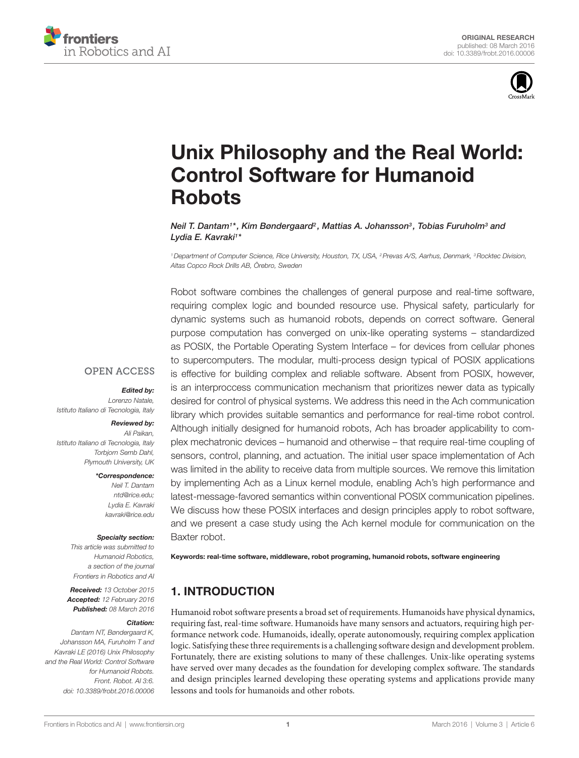ORIGINAL RESEARCH
published: 08 March 2016
doi: 10.3389/frobt.2016.00006

# Unix Philosophy and the Real World: Control Software for Humanoid Robots

*Neil T. Dantam[1]\*, Kim Bøndergaard[2], Mattias A. Johansson[3], Tobias Furuholm[3] and Lydia E. Kavraki[1]\**

[1] Department of Computer Science, Rice University, Houston, TX, USA, [2] Prevas A/S, Aarhus, Denmark, [3] Rocktec Division, Altas Copco Rock Drills AB, Örebro, Sweden

OPEN ACCESS

***Edited by:***
*Lorenzo Natale, Istituto Italiano di Tecnologia, Italy*

***Reviewed by:***
*Ali Paikan, Istituto Italiano di Tecnologia, Italy*
*Torbjorn Semb Dahl, Plymouth University, UK*

***\*Correspondence:***
*Neil T. Dantam*
*ntd@rice.edu;*
*Lydia E. Kavraki*
*kavraki@rice.edu*

***Specialty section:***
*This article was submitted to Humanoid Robotics, a section of the journal Frontiers in Robotics and AI*

***Received:*** *13 October 2015*
***Accepted:*** *12 February 2016*
***Published:*** *08 March 2016*

***Citation:***
*Dantam NT, Bøndergaard K, Johansson MA, Furuholm T and Kavraki LE (2016) Unix Philosophy and the Real World: Control Software for Humanoid Robots. Front. Robot. AI 3:6. doi: 10.3389/frobt.2016.00006*

Robot software combines the challenges of general purpose and real-time software, requiring complex logic and bounded resource use. Physical safety, particularly for dynamic systems such as humanoid robots, depends on correct software. General purpose computation has converged on unix-like operating systems – standardized as POSIX, the Portable Operating System Interface – for devices from cellular phones to supercomputers. The modular, multi-process design typical of POSIX applications is effective for building complex and reliable software. Absent from POSIX, however, is an interproccess communication mechanism that prioritizes newer data as typically desired for control of physical systems. We address this need in the Ach communication library which provides suitable semantics and performance for real-time robot control. Although initially designed for humanoid robots, Ach has broader applicability to complex mechatronic devices – humanoid and otherwise – that require real-time coupling of sensors, control, planning, and actuation. The initial user space implementation of Ach was limited in the ability to receive data from multiple sources. We remove this limitation by implementing Ach as a Linux kernel module, enabling Ach's high performance and latest-message-favored semantics within conventional POSIX communication pipelines. We discuss how these POSIX interfaces and design principles apply to robot software, and we present a case study using the Ach kernel module for communication on the Baxter robot.

**Keywords: real-time software, middleware, robot programing, humanoid robots, software engineering**

## 1. INTRODUCTION

Humanoid robot software presents a broad set of requirements. Humanoids have physical dynamics, requiring fast, real-time software. Humanoids have many sensors and actuators, requiring high performance network code. Humanoids, ideally, operate autonomously, requiring complex application logic. Satisfying these three requirements is a challenging software design and development problem. Fortunately, there are existing solutions to many of these challenges. Unix-like operating systems have served over many decades as the foundation for developing complex software. The standards and design principles learned developing these operating systems and applications provide many lessons and tools for humanoids and other robots.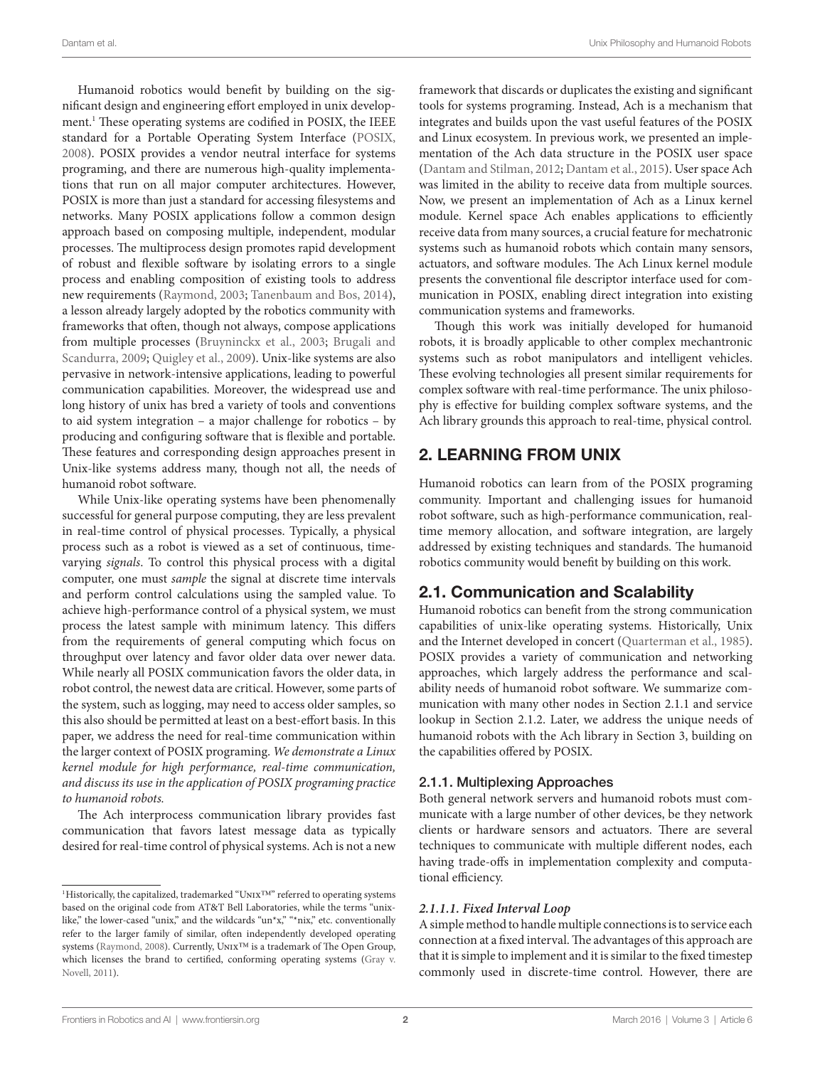Humanoid robotics would benefit by building on the significant design and engineering effort employed in unix development.[1] These operating systems are codified in POSIX, the IEEE standard for a Portable Operating System Interface (POSIX, 2008). POSIX provides a vendor neutral interface for systems programing, and there are numerous high-quality implementations that run on all major computer architectures. However, POSIX is more than just a standard for accessing filesystems and networks. Many POSIX applications follow a common design approach based on composing multiple, independent, modular processes. The multiprocess design promotes rapid development of robust and flexible software by isolating errors to a single process and enabling composition of existing tools to address new requirements (Raymond, 2003; Tanenbaum and Bos, 2014), a lesson already largely adopted by the robotics community with frameworks that often, though not always, compose applications from multiple processes (Bruyninckx et al., 2003; Brugali and Scandurra, 2009; Quigley et al., 2009). Unix-like systems are also pervasive in network-intensive applications, leading to powerful communication capabilities. Moreover, the widespread use and long history of unix has bred a variety of tools and conventions to aid system integration – a major challenge for robotics – by producing and configuring software that is flexible and portable. These features and corresponding design approaches present in Unix-like systems address many, though not all, the needs of humanoid robot software.

While Unix-like operating systems have been phenomenally successful for general purpose computing, they are less prevalent in real-time control of physical processes. Typically, a physical process such as a robot is viewed as a set of continuous, time-varying *signals*. To control this physical process with a digital computer, one must *sample* the signal at discrete time intervals and perform control calculations using the sampled value. To achieve high-performance control of a physical system, we must process the latest sample with minimum latency. This differs from the requirements of general computing which focus on throughput over latency and favor older data over newer data. While nearly all POSIX communication favors the older data, in robot control, the newest data are critical. However, some parts of the system, such as logging, may need to access older samples, so this also should be permitted at least on a best-effort basis. In this paper, we address the need for real-time communication within the larger context of POSIX programing. *We demonstrate a Linux kernel module for high performance, real-time communication, and discuss its use in the application of POSIX programing practice to humanoid robots.*

The Ach interprocess communication library provides fast communication that favors latest message data as typically desired for real-time control of physical systems. Ach is not a new framework that discards or duplicates the existing and significant tools for systems programing. Instead, Ach is a mechanism that integrates and builds upon the vast useful features of the POSIX and Linux ecosystem. In previous work, we presented an implementation of the Ach data structure in the POSIX user space (Dantam and Stilman, 2012; Dantam et al., 2015). User space Ach was limited in the ability to receive data from multiple sources. Now, we present an implementation of Ach as a Linux kernel module. Kernel space Ach enables applications to efficiently receive data from many sources, a crucial feature for mechatronic systems such as humanoid robots which contain many sensors, actuators, and software modules. The Ach Linux kernel module presents the conventional file descriptor interface used for communication in POSIX, enabling direct integration into existing communication systems and frameworks.

Though this work was initially developed for humanoid robots, it is broadly applicable to other complex mechantronic systems such as robot manipulators and intelligent vehicles. These evolving technologies all present similar requirements for complex software with real-time performance. The unix philosophy is effective for building complex software systems, and the Ach library grounds this approach to real-time, physical control.

## 2. LEARNING FROM UNIX

Humanoid robotics can learn from of the POSIX programing community. Important and challenging issues for humanoid robot software, such as high-performance communication, real-time memory allocation, and software integration, are largely addressed by existing techniques and standards. The humanoid robotics community would benefit by building on this work.

### 2.1. Communication and Scalability

Humanoid robotics can benefit from the strong communication capabilities of unix-like operating systems. Historically, Unix and the Internet developed in concert (Quarterman et al., 1985). POSIX provides a variety of communication and networking approaches, which largely address the performance and scalability needs of humanoid robot software. We summarize communication with many other nodes in Section 2.1.1 and service lookup in Section 2.1.2. Later, we address the unique needs of humanoid robots with the Ach library in Section 3, building on the capabilities offered by POSIX.

#### 2.1.1. Multiplexing Approaches

Both general network servers and humanoid robots must communicate with a large number of other devices, be they network clients or hardware sensors and actuators. There are several techniques to communicate with multiple different nodes, each having trade-offs in implementation complexity and computational efficiency.

##### *2.1.1.1. Fixed Interval Loop*

A simple method to handle multiple connections is to service each connection at a fixed interval. The advantages of this approach are that it is simple to implement and it is similar to the fixed timestep commonly used in discrete-time control. However, there are

---

[1] Historically, the capitalized, trademarked "UNIX™" referred to operating systems based on the original code from AT&T Bell Laboratories, while the terms "unix-like," the lower-cased "unix," and the wildcards "un*x," "*nix," etc. conventionally refer to the larger family of similar, often independently developed operating systems (Raymond, 2008). Currently, UNIX™ is a trademark of The Open Group, which licenses the brand to certified, conforming operating systems (Gray v. Novell, 2011).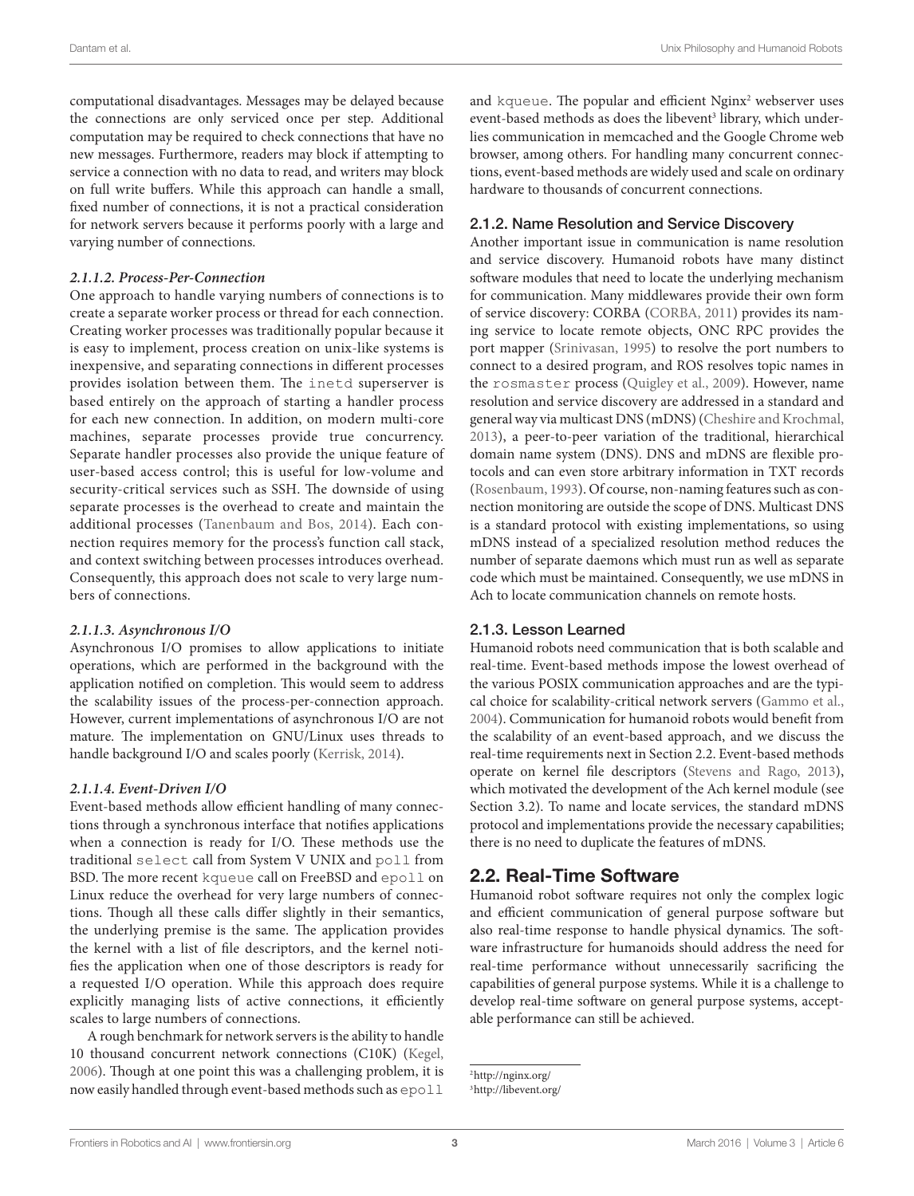computational disadvantages. Messages may be delayed because the connections are only serviced once per step. Additional computation may be required to check connections that have no new messages. Furthermore, readers may block if attempting to service a connection with no data to read, and writers may block on full write buffers. While this approach can handle a small, fixed number of connections, it is not a practical consideration for network servers because it performs poorly with a large and varying number of connections.

#### *2.1.1.2. Process-Per-Connection*

One approach to handle varying numbers of connections is to create a separate worker process or thread for each connection. Creating worker processes was traditionally popular because it is easy to implement, process creation on unix-like systems is inexpensive, and separating connections in different processes provides isolation between them. The `inetd` superserver is based entirely on the approach of starting a handler process for each new connection. In addition, on modern multi-core machines, separate processes provide true concurrency. Separate handler processes also provide the unique feature of user-based access control; this is useful for low-volume and security-critical services such as SSH. The downside of using separate processes is the overhead to create and maintain the additional processes (Tanenbaum and Bos, 2014). Each connection requires memory for the process's function call stack, and context switching between processes introduces overhead. Consequently, this approach does not scale to very large numbers of connections.

#### *2.1.1.3. Asynchronous I/O*

Asynchronous I/O promises to allow applications to initiate operations, which are performed in the background with the application notified on completion. This would seem to address the scalability issues of the process-per-connection approach. However, current implementations of asynchronous I/O are not mature. The implementation on GNU/Linux uses threads to handle background I/O and scales poorly (Kerrisk, 2014).

#### *2.1.1.4. Event-Driven I/O*

Event-based methods allow efficient handling of many connections through a synchronous interface that notifies applications when a connection is ready for I/O. These methods use the traditional `select` call from System V UNIX and `poll` from BSD. The more recent `kqueue` call on FreeBSD and `epoll` on Linux reduce the overhead for very large numbers of connections. Though all these calls differ slightly in their semantics, the underlying premise is the same. The application provides the kernel with a list of file descriptors, and the kernel notifies the application when one of those descriptors is ready for a requested I/O operation. While this approach does require explicitly managing lists of active connections, it efficiently scales to large numbers of connections.

A rough benchmark for network servers is the ability to handle 10 thousand concurrent network connections (C10K) (Kegel, 2006). Though at one point this was a challenging problem, it is now easily handled through event-based methods such as `epoll` and `kqueue`. The popular and efficient Nginx[2] webserver uses event-based methods as does the libevent[3] library, which underlies communication in memcached and the Google Chrome web browser, among others. For handling many concurrent connections, event-based methods are widely used and scale on ordinary hardware to thousands of concurrent connections.

### 2.1.2. Name Resolution and Service Discovery

Another important issue in communication is name resolution and service discovery. Humanoid robots have many distinct software modules that need to locate the underlying mechanism for communication. Many middlewares provide their own form of service discovery: CORBA (CORBA, 2011) provides its naming service to locate remote objects, ONC RPC provides the port mapper (Srinivasan, 1995) to resolve the port numbers to connect to a desired program, and ROS resolves topic names in the `rosmaster` process (Quigley et al., 2009). However, name resolution and service discovery are addressed in a standard and general way via multicast DNS (mDNS) (Cheshire and Krochmal, 2013), a peer-to-peer variation of the traditional, hierarchical domain name system (DNS). DNS and mDNS are flexible protocols and can even store arbitrary information in TXT records (Rosenbaum, 1993). Of course, non-naming features such as connection monitoring are outside the scope of DNS. Multicast DNS is a standard protocol with existing implementations, so using mDNS instead of a specialized resolution method reduces the number of separate daemons which must run as well as separate code which must be maintained. Consequently, we use mDNS in Ach to locate communication channels on remote hosts.

### 2.1.3. Lesson Learned

Humanoid robots need communication that is both scalable and real-time. Event-based methods impose the lowest overhead of the various POSIX communication approaches and are the typical choice for scalability-critical network servers (Gammo et al., 2004). Communication for humanoid robots would benefit from the scalability of an event-based approach, and we discuss the real-time requirements next in Section 2.2. Event-based methods operate on kernel file descriptors (Stevens and Rago, 2013), which motivated the development of the Ach kernel module (see Section 3.2). To name and locate services, the standard mDNS protocol and implementations provide the necessary capabilities; there is no need to duplicate the features of mDNS.

## 2.2. Real-Time Software

Humanoid robot software requires not only the complex logic and efficient communication of general purpose software but also real-time response to handle physical dynamics. The software infrastructure for humanoids should address the need for real-time performance without unnecessarily sacrificing the capabilities of general purpose systems. While it is a challenge to develop real-time software on general purpose systems, acceptable performance can still be achieved.

---

[2] http://nginx.org/
[3] http://libevent.org/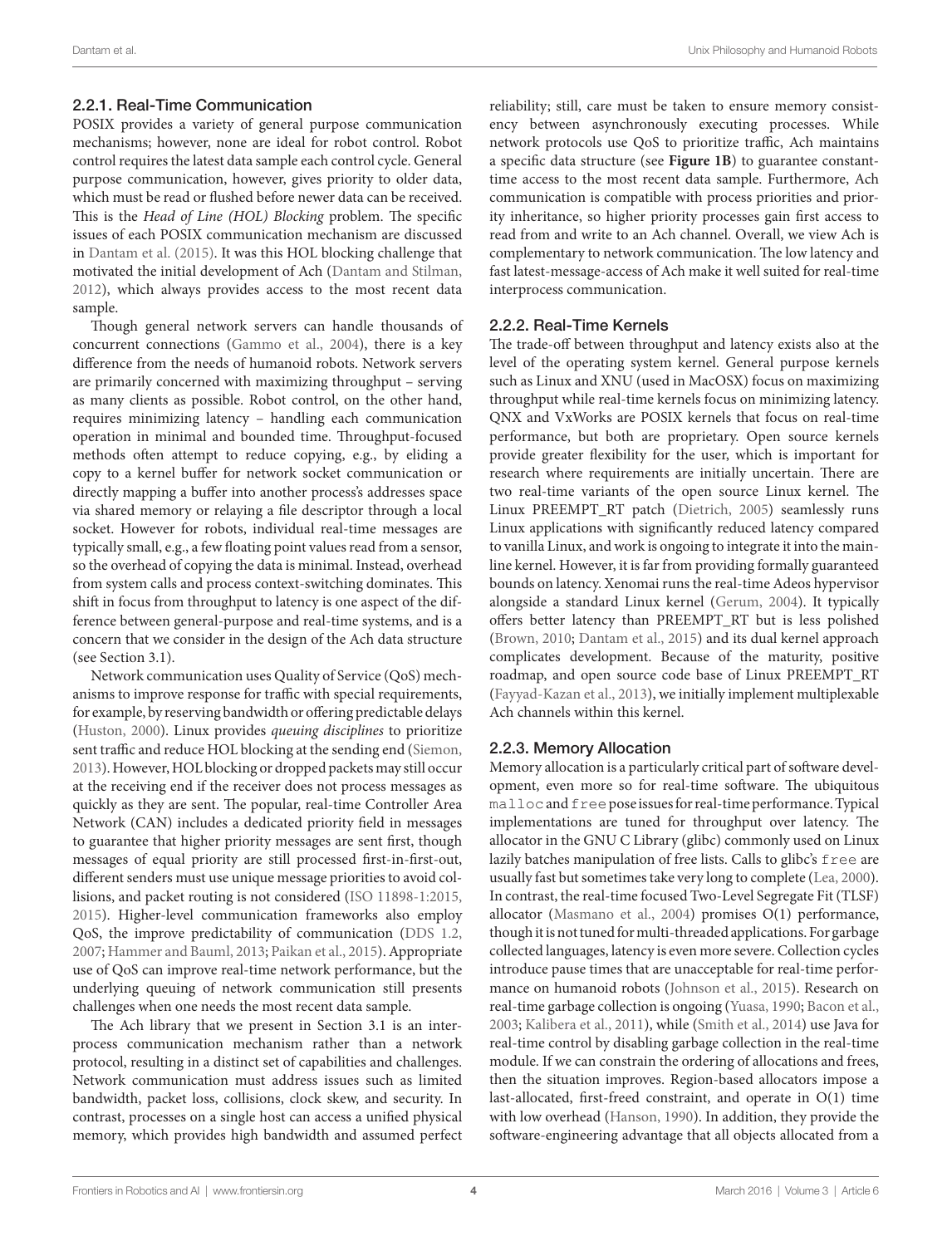### 2.2.1. Real-Time Communication

POSIX provides a variety of general purpose communication mechanisms; however, none are ideal for robot control. Robot control requires the latest data sample each control cycle. General purpose communication, however, gives priority to older data, which must be read or flushed before newer data can be received. This is the *Head of Line (HOL) Blocking* problem. The specific issues of each POSIX communication mechanism are discussed in Dantam et al. (2015). It was this HOL blocking challenge that motivated the initial development of Ach (Dantam and Stilman, 2012), which always provides access to the most recent data sample.

Though general network servers can handle thousands of concurrent connections (Gammo et al., 2004), there is a key difference from the needs of humanoid robots. Network servers are primarily concerned with maximizing throughput – serving as many clients as possible. Robot control, on the other hand, requires minimizing latency – handling each communication operation in minimal and bounded time. Throughput-focused methods often attempt to reduce copying, e.g., by eliding a copy to a kernel buffer for network socket communication or directly mapping a buffer into another process's addresses space via shared memory or relaying a file descriptor through a local socket. However for robots, individual real-time messages are typically small, e.g., a few floating point values read from a sensor, so the overhead of copying the data is minimal. Instead, overhead from system calls and process context-switching dominates. This shift in focus from throughput to latency is one aspect of the difference between general-purpose and real-time systems, and is a concern that we consider in the design of the Ach data structure (see Section 3.1).

Network communication uses Quality of Service (QoS) mechanisms to improve response for traffic with special requirements, for example, by reserving bandwidth or offering predictable delays (Huston, 2000). Linux provides *queuing disciplines* to prioritize sent traffic and reduce HOL blocking at the sending end (Siemon, 2013). However, HOL blocking or dropped packets may still occur at the receiving end if the receiver does not process messages as quickly as they are sent. The popular, real-time Controller Area Network (CAN) includes a dedicated priority field in messages to guarantee that higher priority messages are sent first, though messages of equal priority are still processed first-in-first-out, different senders must use unique message priorities to avoid collisions, and packet routing is not considered (ISO 11898-1:2015, 2015). Higher-level communication frameworks also employ QoS, the improve predictability of communication (DDS 1.2, 2007; Hammer and Bauml, 2013; Paikan et al., 2015). Appropriate use of QoS can improve real-time network performance, but the underlying queuing of network communication still presents challenges when one needs the most recent data sample.

The Ach library that we present in Section 3.1 is an interprocess communication mechanism rather than a network protocol, resulting in a distinct set of capabilities and challenges. Network communication must address issues such as limited bandwidth, packet loss, collisions, clock skew, and security. In contrast, processes on a single host can access a unified physical memory, which provides high bandwidth and assumed perfect reliability; still, care must be taken to ensure memory consistency between asynchronously executing processes. While network protocols use QoS to prioritize traffic, Ach maintains a specific data structure (see **Figure 1B**) to guarantee constant-time access to the most recent data sample. Furthermore, Ach communication is compatible with process priorities and priority inheritance, so higher priority processes gain first access to read from and write to an Ach channel. Overall, we view Ach is complementary to network communication. The low latency and fast latest-message-access of Ach make it well suited for real-time interprocess communication.

### 2.2.2. Real-Time Kernels

The trade-off between throughput and latency exists also at the level of the operating system kernel. General purpose kernels such as Linux and XNU (used in MacOSX) focus on maximizing throughput while real-time kernels focus on minimizing latency. QNX and VxWorks are POSIX kernels that focus on real-time performance, but both are proprietary. Open source kernels provide greater flexibility for the user, which is important for research where requirements are initially uncertain. There are two real-time variants of the open source Linux kernel. The Linux PREEMPT_RT patch (Dietrich, 2005) seamlessly runs Linux applications with significantly reduced latency compared to vanilla Linux, and work is ongoing to integrate it into the mainline kernel. However, it is far from providing formally guaranteed bounds on latency. Xenomai runs the real-time Adeos hypervisor alongside a standard Linux kernel (Gerum, 2004). It typically offers better latency than PREEMPT_RT but is less polished (Brown, 2010; Dantam et al., 2015) and its dual kernel approach complicates development. Because of the maturity, positive roadmap, and open source code base of Linux PREEMPT_RT (Fayyad-Kazan et al., 2013), we initially implement multiplexable Ach channels within this kernel.

### 2.2.3. Memory Allocation

Memory allocation is a particularly critical part of software development, even more so for real-time software. The ubiquitous `malloc` and `free` pose issues for real-time performance. Typical implementations are tuned for throughput over latency. The allocator in the GNU C Library (glibc) commonly used on Linux lazily batches manipulation of free lists. Calls to glibc's `free` are usually fast but sometimes take very long to complete (Lea, 2000). In contrast, the real-time focused Two-Level Segregate Fit (TLSF) allocator (Masmano et al., 2004) promises O(1) performance, though it is not tuned for multi-threaded applications. For garbage collected languages, latency is even more severe. Collection cycles introduce pause times that are unacceptable for real-time performance on humanoid robots (Johnson et al., 2015). Research on real-time garbage collection is ongoing (Yuasa, 1990; Bacon et al., 2003; Kalibera et al., 2011), while (Smith et al., 2014) use Java for real-time control by disabling garbage collection in the real-time module. If we can constrain the ordering of allocations and frees, then the situation improves. Region-based allocators impose a last-allocated, first-freed constraint, and operate in O(1) time with low overhead (Hanson, 1990). In addition, they provide the software-engineering advantage that all objects allocated from a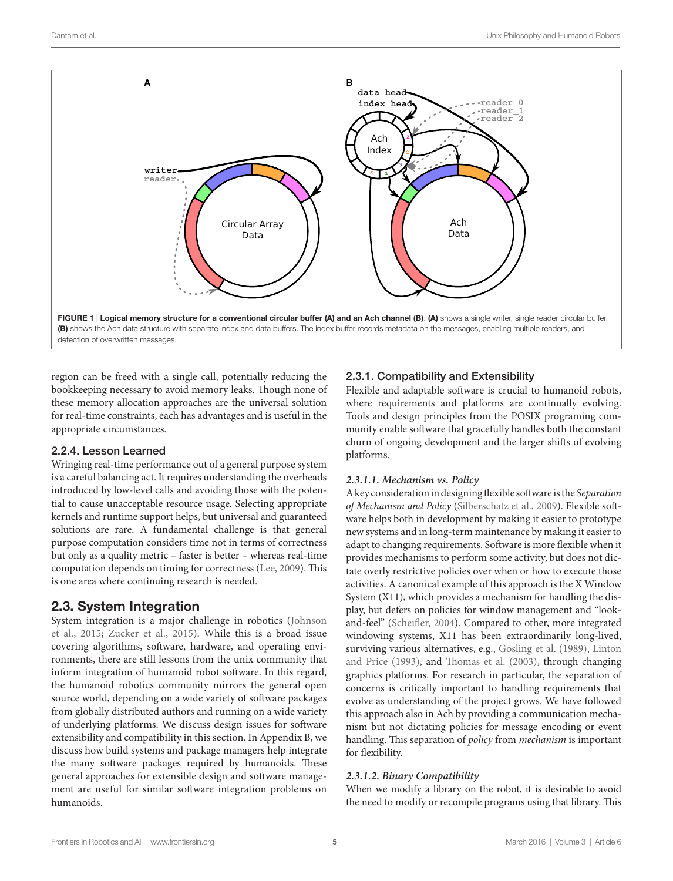FIGURE 1 | **Logical memory structure for a conventional circular buffer (A) and an Ach channel (B). (A)** shows a single writer, single reader circular buffer. **(B)** shows the Ach data structure with separate index and data buffers. The index buffer records metadata on the messages, enabling multiple readers, and detection of overwritten messages.

region can be freed with a single call, potentially reducing the bookkeeping necessary to avoid memory leaks. Though none of these memory allocation approaches are the universal solution for real-time constraints, each has advantages and is useful in the appropriate circumstances.

### 2.2.4. Lesson Learned

Wringing real-time performance out of a general purpose system is a careful balancing act. It requires understanding the overheads introduced by low-level calls and avoiding those with the potential to cause unacceptable resource usage. Selecting appropriate kernels and runtime support helps, but universal and guaranteed solutions are rare. A fundamental challenge is that general purpose computation considers time not in terms of correctness but only as a quality metric – faster is better – whereas real-time computation depends on timing for correctness (Lee, 2009). This is one area where continuing research is needed.

## 2.3. System Integration

System integration is a major challenge in robotics (Johnson et al., 2015; Zucker et al., 2015). While this is a broad issue covering algorithms, software, hardware, and operating environments, there are still lessons from the unix community that inform integration of humanoid robot software. In this regard, the humanoid robotics community mirrors the general open source world, depending on a wide variety of software packages from globally distributed authors and running on a wide variety of underlying platforms. We discuss design issues for software extensibility and compatibility in this section. In Appendix B, we discuss how build systems and package managers help integrate the many software packages required by humanoids. These general approaches for extensible design and software management are useful for similar software integration problems on humanoids.

### 2.3.1. Compatibility and Extensibility

Flexible and adaptable software is crucial to humanoid robots, where requirements and platforms are continually evolving. Tools and design principles from the POSIX programing community enable software that gracefully handles both the constant churn of ongoing development and the larger shifts of evolving platforms.

#### *2.3.1.1. Mechanism vs. Policy*

A key consideration in designing flexible software is the *Separation of Mechanism and Policy* (Silberschatz et al., 2009). Flexible software helps both in development by making it easier to prototype new systems and in long-term maintenance by making it easier to adapt to changing requirements. Software is more flexible when it provides mechanisms to perform some activity, but does not dictate overly restrictive policies over when or how to execute those activities. A canonical example of this approach is the X Window System (X11), which provides a mechanism for handling the display, but defers on policies for window management and "look-and-feel" (Scheifler, 2004). Compared to other, more integrated windowing systems, X11 has been extraordinarily long-lived, surviving various alternatives, e.g., Gosling et al. (1989), Linton and Price (1993), and Thomas et al. (2003), through changing graphics platforms. For research in particular, the separation of concerns is critically important to handling requirements that evolve as understanding of the project grows. We have followed this approach also in Ach by providing a communication mechanism but not dictating policies for message encoding or event handling. This separation of *policy* from *mechanism* is important for flexibility.

#### *2.3.1.2. Binary Compatibility*

When we modify a library on the robot, it is desirable to avoid the need to modify or recompile programs using that library. This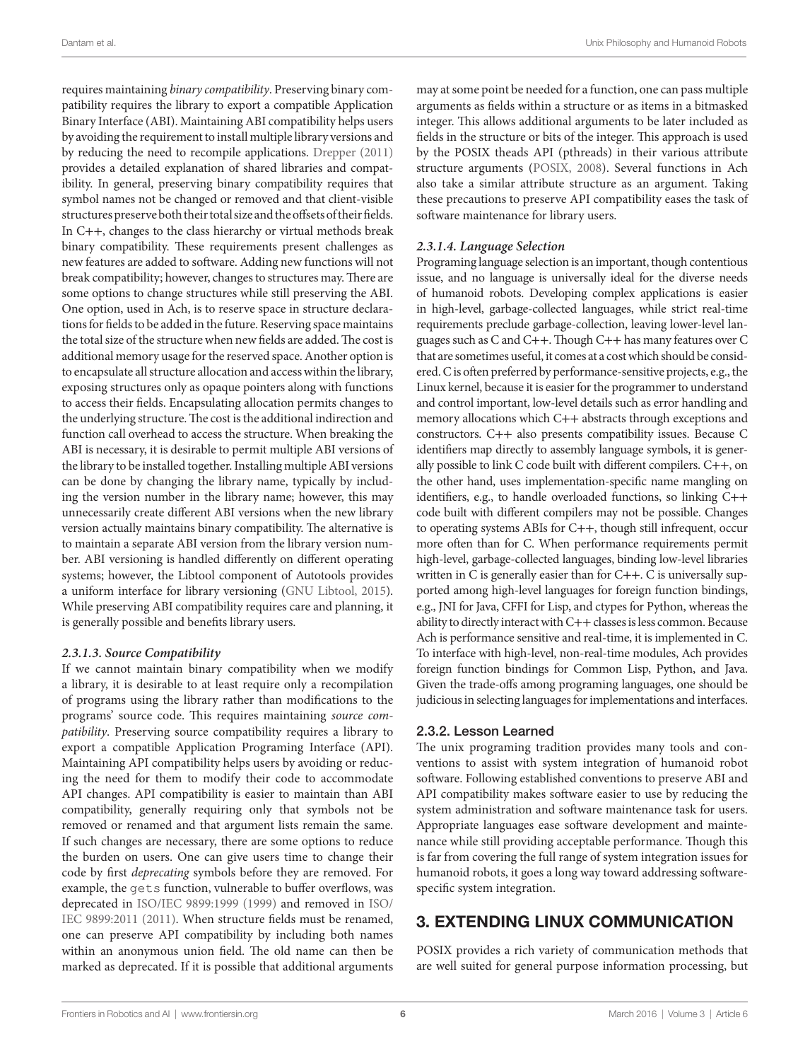requires maintaining *binary compatibility*. Preserving binary compatibility requires the library to export a compatible Application Binary Interface (ABI). Maintaining ABI compatibility helps users by avoiding the requirement to install multiple library versions and by reducing the need to recompile applications. Drepper (2011) provides a detailed explanation of shared libraries and compatibility. In general, preserving binary compatibility requires that symbol names not be changed or removed and that client-visible structures preserve both their total size and the offsets of their fields. In C++, changes to the class hierarchy or virtual methods break binary compatibility. These requirements present challenges as new features are added to software. Adding new functions will not break compatibility; however, changes to structures may. There are some options to change structures while still preserving the ABI. One option, used in Ach, is to reserve space in structure declarations for fields to be added in the future. Reserving space maintains the total size of the structure when new fields are added. The cost is additional memory usage for the reserved space. Another option is to encapsulate all structure allocation and access within the library, exposing structures only as opaque pointers along with functions to access their fields. Encapsulating allocation permits changes to the underlying structure. The cost is the additional indirection and function call overhead to access the structure. When breaking the ABI is necessary, it is desirable to permit multiple ABI versions of the library to be installed together. Installing multiple ABI versions can be done by changing the library name, typically by including the version number in the library name; however, this may unnecessarily create different ABI versions when the new library version actually maintains binary compatibility. The alternative is to maintain a separate ABI version from the library version number. ABI versioning is handled differently on different operating systems; however, the Libtool component of Autotools provides a uniform interface for library versioning (GNU Libtool, 2015). While preserving ABI compatibility requires care and planning, it is generally possible and benefits library users.

#### *2.3.1.3. Source Compatibility*

If we cannot maintain binary compatibility when we modify a library, it is desirable to at least require only a recompilation of programs using the library rather than modifications to the programs' source code. This requires maintaining *source compatibility*. Preserving source compatibility requires a library to export a compatible Application Programing Interface (API). Maintaining API compatibility helps users by avoiding or reducing the need for them to modify their code to accommodate API changes. API compatibility is easier to maintain than ABI compatibility, generally requiring only that symbols not be removed or renamed and that argument lists remain the same. If such changes are necessary, there are some options to reduce the burden on users. One can give users time to change their code by first *deprecating* symbols before they are removed. For example, the `gets` function, vulnerable to buffer overflows, was deprecated in ISO/IEC 9899:1999 (1999) and removed in ISO/IEC 9899:2011 (2011). When structure fields must be renamed, one can preserve API compatibility by including both names within an anonymous union field. The old name can then be marked as deprecated. If it is possible that additional arguments may at some point be needed for a function, one can pass multiple arguments as fields within a structure or as items in a bitmasked integer. This allows additional arguments to be later included as fields in the structure or bits of the integer. This approach is used by the POSIX theads API (pthreads) in their various attribute structure arguments (POSIX, 2008). Several functions in Ach also take a similar attribute structure as an argument. Taking these precautions to preserve API compatibility eases the task of software maintenance for library users.

#### *2.3.1.4. Language Selection*

Programing language selection is an important, though contentious issue, and no language is universally ideal for the diverse needs of humanoid robots. Developing complex applications is easier in high-level, garbage-collected languages, while strict real-time requirements preclude garbage-collection, leaving lower-level languages such as C and C++. Though C++ has many features over C that are sometimes useful, it comes at a cost which should be considered. C is often preferred by performance-sensitive projects, e.g., the Linux kernel, because it is easier for the programmer to understand and control important, low-level details such as error handling and memory allocations which C++ abstracts through exceptions and constructors. C++ also presents compatibility issues. Because C identifiers map directly to assembly language symbols, it is generally possible to link C code built with different compilers. C++, on the other hand, uses implementation-specific name mangling on identifiers, e.g., to handle overloaded functions, so linking C++ code built with different compilers may not be possible. Changes to operating systems ABIs for C++, though still infrequent, occur more often than for C. When performance requirements permit high-level, garbage-collected languages, binding low-level libraries written in C is generally easier than for C++. C is universally supported among high-level languages for foreign function bindings, e.g., JNI for Java, CFFI for Lisp, and ctypes for Python, whereas the ability to directly interact with C++ classes is less common. Because Ach is performance sensitive and real-time, it is implemented in C. To interface with high-level, non-real-time modules, Ach provides foreign function bindings for Common Lisp, Python, and Java. Given the trade-offs among programing languages, one should be judicious in selecting languages for implementations and interfaces.

### 2.3.2. Lesson Learned

The unix programing tradition provides many tools and conventions to assist with system integration of humanoid robot software. Following established conventions to preserve ABI and API compatibility makes software easier to use by reducing the system administration and software maintenance task for users. Appropriate languages ease software development and maintenance while still providing acceptable performance. Though this is far from covering the full range of system integration issues for humanoid robots, it goes a long way toward addressing software-specific system integration.

## 3. EXTENDING LINUX COMMUNICATION

POSIX provides a rich variety of communication methods that are well suited for general purpose information processing, but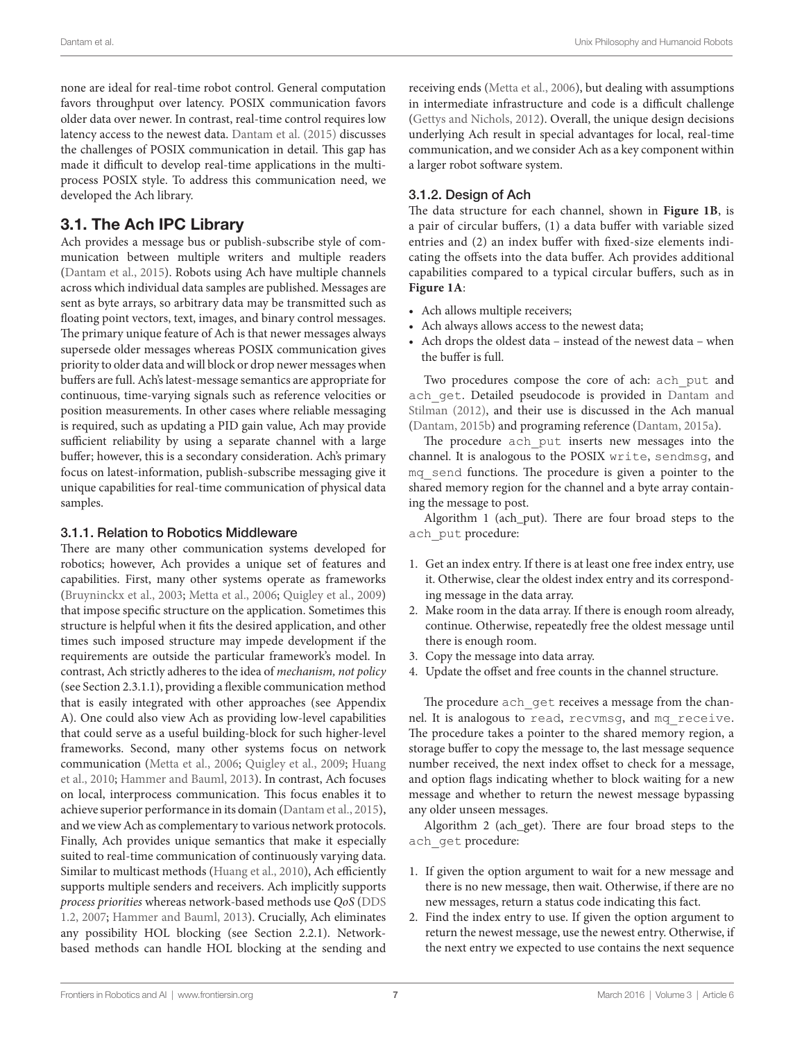none are ideal for real-time robot control. General computation favors throughput over latency. POSIX communication favors older data over newer. In contrast, real-time control requires low latency access to the newest data. Dantam et al. (2015) discusses the challenges of POSIX communication in detail. This gap has made it difficult to develop real-time applications in the multi-process POSIX style. To address this communication need, we developed the Ach library.

## 3.1. The Ach IPC Library

Ach provides a message bus or publish-subscribe style of communication between multiple writers and multiple readers (Dantam et al., 2015). Robots using Ach have multiple channels across which individual data samples are published. Messages are sent as byte arrays, so arbitrary data may be transmitted such as floating point vectors, text, images, and binary control messages. The primary unique feature of Ach is that newer messages always supersede older messages whereas POSIX communication gives priority to older data and will block or drop newer messages when buffers are full. Ach's latest-message semantics are appropriate for continuous, time-varying signals such as reference velocities or position measurements. In other cases where reliable messaging is required, such as updating a PID gain value, Ach may provide sufficient reliability by using a separate channel with a large buffer; however, this is a secondary consideration. Ach's primary focus on latest-information, publish-subscribe messaging give it unique capabilities for real-time communication of physical data samples.

### 3.1.1. Relation to Robotics Middleware

There are many other communication systems developed for robotics; however, Ach provides a unique set of features and capabilities. First, many other systems operate as frameworks (Bruyninckx et al., 2003; Metta et al., 2006; Quigley et al., 2009) that impose specific structure on the application. Sometimes this structure is helpful when it fits the desired application, and other times such imposed structure may impede development if the requirements are outside the particular framework's model. In contrast, Ach strictly adheres to the idea of *mechanism, not policy* (see Section 2.3.1.1), providing a flexible communication method that is easily integrated with other approaches (see Appendix A). One could also view Ach as providing low-level capabilities that could serve as a useful building-block for such higher-level frameworks. Second, many other systems focus on network communication (Metta et al., 2006; Quigley et al., 2009; Huang et al., 2010; Hammer and Bauml, 2013). In contrast, Ach focuses on local, interprocess communication. This focus enables it to achieve superior performance in its domain (Dantam et al., 2015), and we view Ach as complementary to various network protocols. Finally, Ach provides unique semantics that make it especially suited to real-time communication of continuously varying data. Similar to multicast methods (Huang et al., 2010), Ach efficiently supports multiple senders and receivers. Ach implicitly supports *process priorities* whereas network-based methods use *QoS* (DDS 1.2, 2007; Hammer and Bauml, 2013). Crucially, Ach eliminates any possibility HOL blocking (see Section 2.2.1). Network-based methods can handle HOL blocking at the sending and receiving ends (Metta et al., 2006), but dealing with assumptions in intermediate infrastructure and code is a difficult challenge (Gettys and Nichols, 2012). Overall, the unique design decisions underlying Ach result in special advantages for local, real-time communication, and we consider Ach as a key component within a larger robot software system.

### 3.1.2. Design of Ach

The data structure for each channel, shown in **Figure 1B**, is a pair of circular buffers, (1) a data buffer with variable sized entries and (2) an index buffer with fixed-size elements indicating the offsets into the data buffer. Ach provides additional capabilities compared to a typical circular buffers, such as in **Figure 1A**:

- Ach allows multiple receivers;
- Ach always allows access to the newest data;
- Ach drops the oldest data – instead of the newest data – when the buffer is full.

Two procedures compose the core of ach: `ach_put` and `ach_get`. Detailed pseudocode is provided in Dantam and Stilman (2012), and their use is discussed in the Ach manual (Dantam, 2015b) and programing reference (Dantam, 2015a).

The procedure `ach_put` inserts new messages into the channel. It is analogous to the POSIX `write`, `sendmsg`, and `mq_send` functions. The procedure is given a pointer to the shared memory region for the channel and a byte array containing the message to post.

Algorithm 1 (ach_put). There are four broad steps to the `ach_put` procedure:

1. Get an index entry. If there is at least one free index entry, use it. Otherwise, clear the oldest index entry and its corresponding message in the data array.
2. Make room in the data array. If there is enough room already, continue. Otherwise, repeatedly free the oldest message until there is enough room.
3. Copy the message into data array.
4. Update the offset and free counts in the channel structure.

The procedure `ach_get` receives a message from the channel. It is analogous to `read`, `recvmsg`, and `mq_receive`. The procedure takes a pointer to the shared memory region, a storage buffer to copy the message to, the last message sequence number received, the next index offset to check for a message, and option flags indicating whether to block waiting for a new message and whether to return the newest message bypassing any older unseen messages.

Algorithm 2 (ach_get). There are four broad steps to the `ach_get` procedure:

1. If given the option argument to wait for a new message and there is no new message, then wait. Otherwise, if there are no new messages, return a status code indicating this fact.
2. Find the index entry to use. If given the option argument to return the newest message, use the newest entry. Otherwise, if the next entry we expected to use contains the next sequence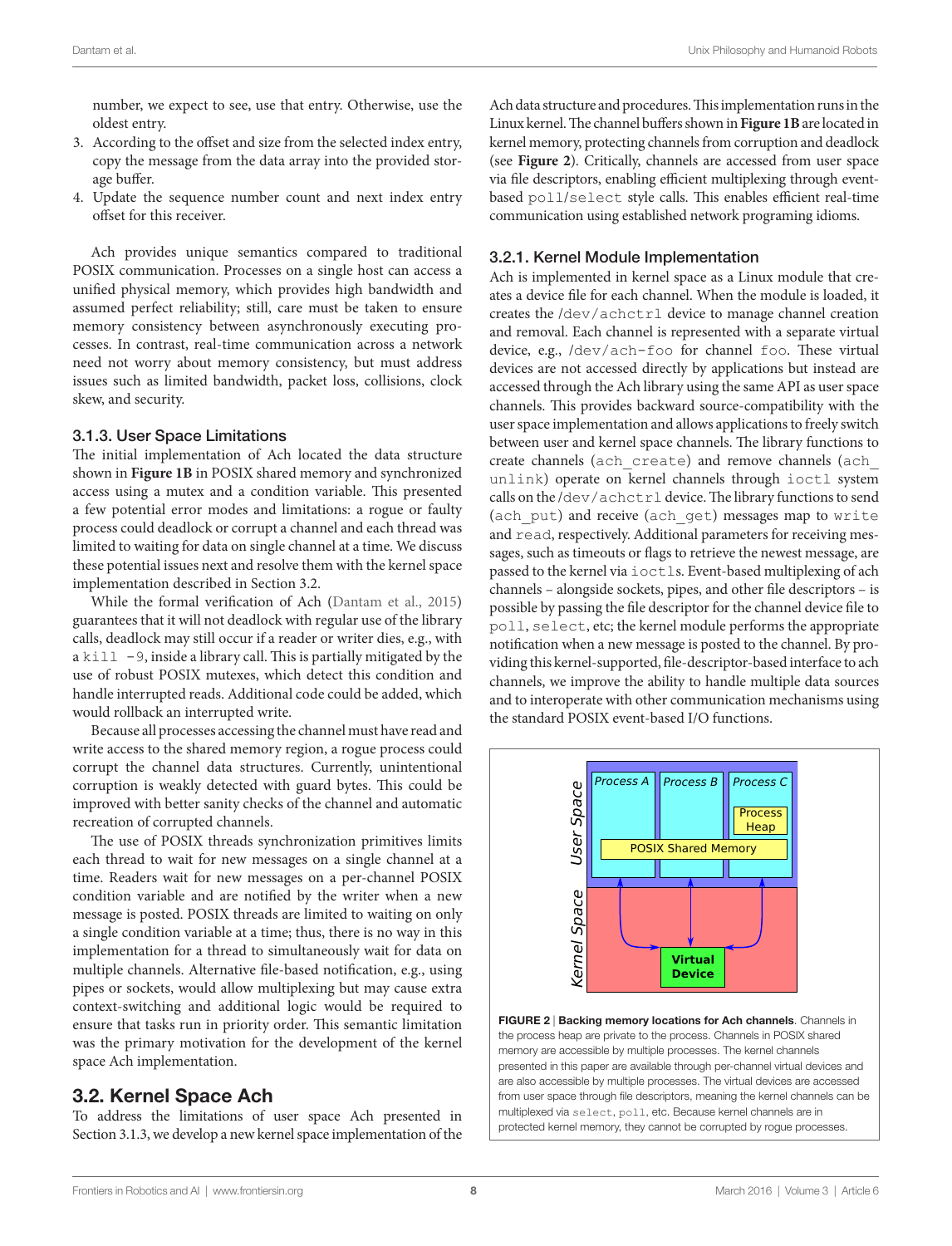number, we expect to see, use that entry. Otherwise, use the oldest entry.

3. According to the offset and size from the selected index entry, copy the message from the data array into the provided storage buffer.
4. Update the sequence number count and next index entry offset for this receiver.

Ach provides unique semantics compared to traditional POSIX communication. Processes on a single host can access a unified physical memory, which provides high bandwidth and assumed perfect reliability; still, care must be taken to ensure memory consistency between asynchronously executing processes. In contrast, real-time communication across a network need not worry about memory consistency, but must address issues such as limited bandwidth, packet loss, collisions, clock skew, and security.

### 3.1.3. User Space Limitations

The initial implementation of Ach located the data structure shown in **Figure 1B** in POSIX shared memory and synchronized access using a mutex and a condition variable. This presented a few potential error modes and limitations: a rogue or faulty process could deadlock or corrupt a channel and each thread was limited to waiting for data on single channel at a time. We discuss these potential issues next and resolve them with the kernel space implementation described in Section 3.2.

While the formal verification of Ach (Dantam et al., 2015) guarantees that it will not deadlock with regular use of the library calls, deadlock may still occur if a reader or writer dies, e.g., with a `kill -9`, inside a library call. This is partially mitigated by the use of robust POSIX mutexes, which detect this condition and handle interrupted reads. Additional code could be added, which would rollback an interrupted write.

Because all processes accessing the channel must have read and write access to the shared memory region, a rogue process could corrupt the channel data structures. Currently, unintentional corruption is weakly detected with guard bytes. This could be improved with better sanity checks of the channel and automatic recreation of corrupted channels.

The use of POSIX threads synchronization primitives limits each thread to wait for new messages on a single channel at a time. Readers wait for new messages on a per-channel POSIX condition variable and are notified by the writer when a new message is posted. POSIX threads are limited to waiting on only a single condition variable at a time; thus, there is no way in this implementation for a thread to simultaneously wait for data on multiple channels. Alternative file-based notification, e.g., using pipes or sockets, would allow multiplexing but may cause extra context-switching and additional logic would be required to ensure that tasks run in priority order. This semantic limitation was the primary motivation for the development of the kernel space Ach implementation.

## 3.2. Kernel Space Ach

To address the limitations of user space Ach presented in Section 3.1.3, we develop a new kernel space implementation of the Ach data structure and procedures. This implementation runs in the Linux kernel. The channel buffers shown in **Figure 1B** are located in kernel memory, protecting channels from corruption and deadlock (see **Figure 2**). Critically, channels are accessed from user space via file descriptors, enabling efficient multiplexing through event-based `poll/select` style calls. This enables efficient real-time communication using established network programing idioms.

### 3.2.1. Kernel Module Implementation

Ach is implemented in kernel space as a Linux module that creates a device file for each channel. When the module is loaded, it creates the `/dev/achctrl` device to manage channel creation and removal. Each channel is represented with a separate virtual device, e.g., `/dev/ach-foo` for channel `foo`. These virtual devices are not accessed directly by applications but instead are accessed through the Ach library using the same API as user space channels. This provides backward source-compatibility with the user space implementation and allows applications to freely switch between user and kernel space channels. The library functions to create channels (`ach_create`) and remove channels (`ach_unlink`) operate on kernel channels through `ioctl` system calls on the `/dev/achctrl` device. The library functions to send (`ach_put`) and receive (`ach_get`) messages map to `write` and `read`, respectively. Additional parameters for receiving messages, such as timeouts or flags to retrieve the newest message, are passed to the kernel via `ioctl`s. Event-based multiplexing of ach channels – alongside sockets, pipes, and other file descriptors – is possible by passing the file descriptor for the channel device file to `poll`, `select`, etc; the kernel module performs the appropriate notification when a new message is posted to the channel. By providing this kernel-supported, file-descriptor-based interface to ach channels, we improve the ability to handle multiple data sources and to interoperate with other communication mechanisms using the standard POSIX event-based I/O functions.

**FIGURE 2** | **Backing memory locations for Ach channels**. Channels in the process heap are private to the process. Channels in POSIX shared memory are accessible by multiple processes. The kernel channels presented in this paper are available through per-channel virtual devices and are also accessible by multiple processes. The virtual devices are accessed from user space through file descriptors, meaning the kernel channels can be multiplexed via `select`, `poll`, etc. Because kernel channels are in protected kernel memory, they cannot be corrupted by rogue processes.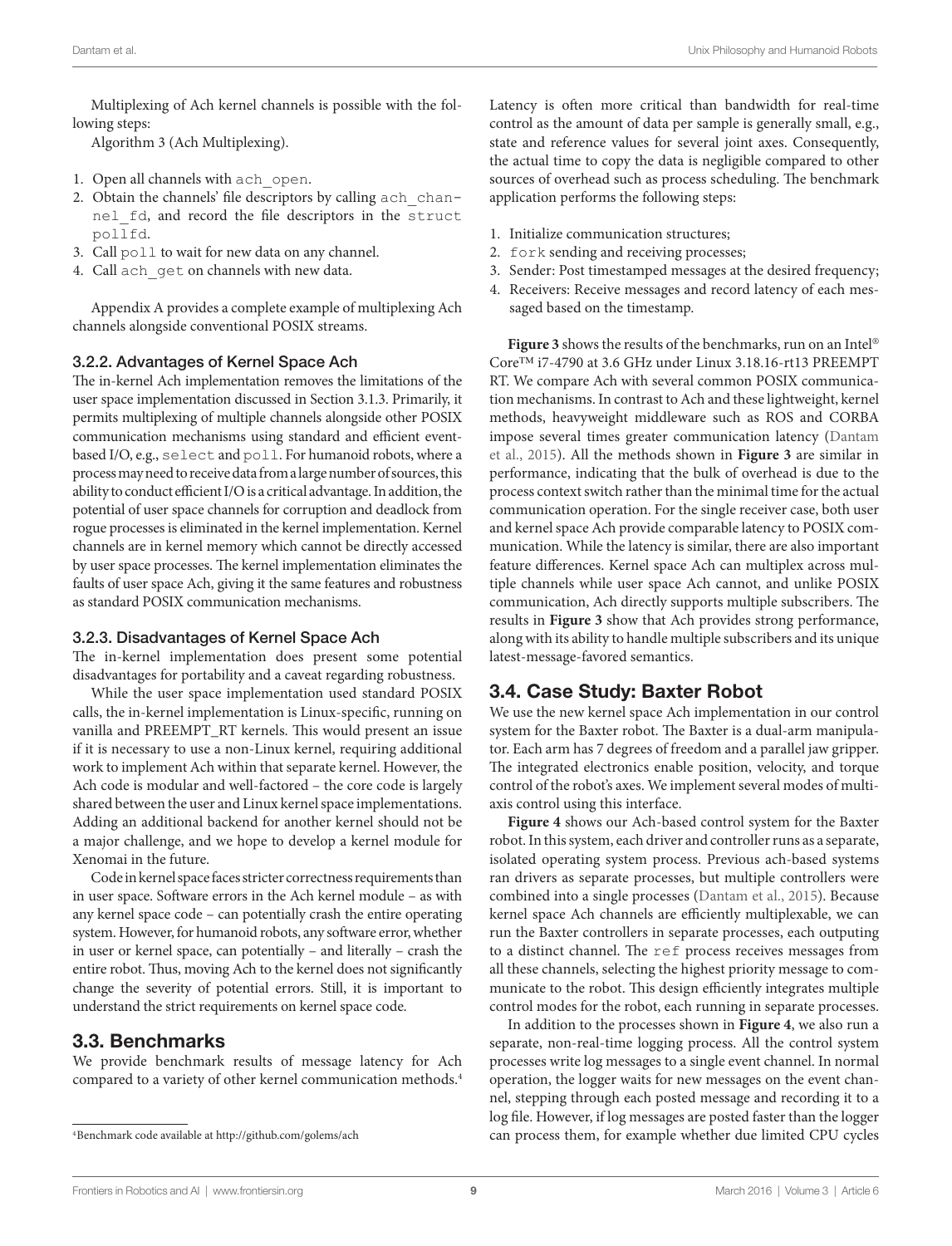Multiplexing of Ach kernel channels is possible with the following steps:

Algorithm 3 (Ach Multiplexing).

1. Open all channels with `ach_open`.
2. Obtain the channels' file descriptors by calling `ach_channel_fd`, and record the file descriptors in the `struct pollfd`.
3. Call `poll` to wait for new data on any channel.
4. Call `ach_get` on channels with new data.

Appendix A provides a complete example of multiplexing Ach channels alongside conventional POSIX streams.

### 3.2.2. Advantages of Kernel Space Ach

The in-kernel Ach implementation removes the limitations of the user space implementation discussed in Section 3.1.3. Primarily, it permits multiplexing of multiple channels alongside other POSIX communication mechanisms using standard and efficient event-based I/O, e.g., `select` and `poll`. For humanoid robots, where a process may need to receive data from a large number of sources, this ability to conduct efficient I/O is a critical advantage. In addition, the potential of user space channels for corruption and deadlock from rogue processes is eliminated in the kernel implementation. Kernel channels are in kernel memory which cannot be directly accessed by user space processes. The kernel implementation eliminates the faults of user space Ach, giving it the same features and robustness as standard POSIX communication mechanisms.

### 3.2.3. Disadvantages of Kernel Space Ach

The in-kernel implementation does present some potential disadvantages for portability and a caveat regarding robustness.

While the user space implementation used standard POSIX calls, the in-kernel implementation is Linux-specific, running on vanilla and PREEMPT_RT kernels. This would present an issue if it is necessary to use a non-Linux kernel, requiring additional work to implement Ach within that separate kernel. However, the Ach code is modular and well-factored – the core code is largely shared between the user and Linux kernel space implementations. Adding an additional backend for another kernel should not be a major challenge, and we hope to develop a kernel module for Xenomai in the future.

Code in kernel space faces stricter correctness requirements than in user space. Software errors in the Ach kernel module – as with any kernel space code – can potentially crash the entire operating system. However, for humanoid robots, any software error, whether in user or kernel space, can potentially – and literally – crash the entire robot. Thus, moving Ach to the kernel does not significantly change the severity of potential errors. Still, it is important to understand the strict requirements on kernel space code.

## 3.3. Benchmarks

We provide benchmark results of message latency for Ach compared to a variety of other kernel communication methods.[4]

Latency is often more critical than bandwidth for real-time control as the amount of data per sample is generally small, e.g., state and reference values for several joint axes. Consequently, the actual time to copy the data is negligible compared to other sources of overhead such as process scheduling. The benchmark application performs the following steps:

1. Initialize communication structures;
2. `fork` sending and receiving processes;
3. Sender: Post timestamped messages at the desired frequency;
4. Receivers: Receive messages and record latency of each messaged based on the timestamp.

**Figure 3** shows the results of the benchmarks, run on an Intel® Core™ i7-4790 at 3.6 GHz under Linux 3.18.16-rt13 PREEMPT RT. We compare Ach with several common POSIX communication mechanisms. In contrast to Ach and these lightweight, kernel methods, heavyweight middleware such as ROS and CORBA impose several times greater communication latency (Dantam et al., 2015). All the methods shown in **Figure 3** are similar in performance, indicating that the bulk of overhead is due to the process context switch rather than the minimal time for the actual communication operation. For the single receiver case, both user and kernel space Ach provide comparable latency to POSIX communication. While the latency is similar, there are also important feature differences. Kernel space Ach can multiplex across multiple channels while user space Ach cannot, and unlike POSIX communication, Ach directly supports multiple subscribers. The results in **Figure 3** show that Ach provides strong performance, along with its ability to handle multiple subscribers and its unique latest-message-favored semantics.

## 3.4. Case Study: Baxter Robot

We use the new kernel space Ach implementation in our control system for the Baxter robot. The Baxter is a dual-arm manipulator. Each arm has 7 degrees of freedom and a parallel jaw gripper. The integrated electronics enable position, velocity, and torque control of the robot's axes. We implement several modes of multi-axis control using this interface.

**Figure 4** shows our Ach-based control system for the Baxter robot. In this system, each driver and controller runs as a separate, isolated operating system process. Previous ach-based systems ran drivers as separate processes, but multiple controllers were combined into a single processes (Dantam et al., 2015). Because kernel space Ach channels are efficiently multiplexable, we can run the Baxter controllers in separate processes, each outputting to a distinct channel. The `ref` process receives messages from all these channels, selecting the highest priority message to communicate to the robot. This design efficiently integrates multiple control modes for the robot, each running in separate processes.

In addition to the processes shown in **Figure 4**, we also run a separate, non-real-time logging process. All the control system processes write log messages to a single event channel. In normal operation, the logger waits for new messages on the event channel, stepping through each posted message and recording it to a log file. However, if log messages are posted faster than the logger can process them, for example whether due limited CPU cycles

[4] Benchmark code available at http://github.com/golems/ach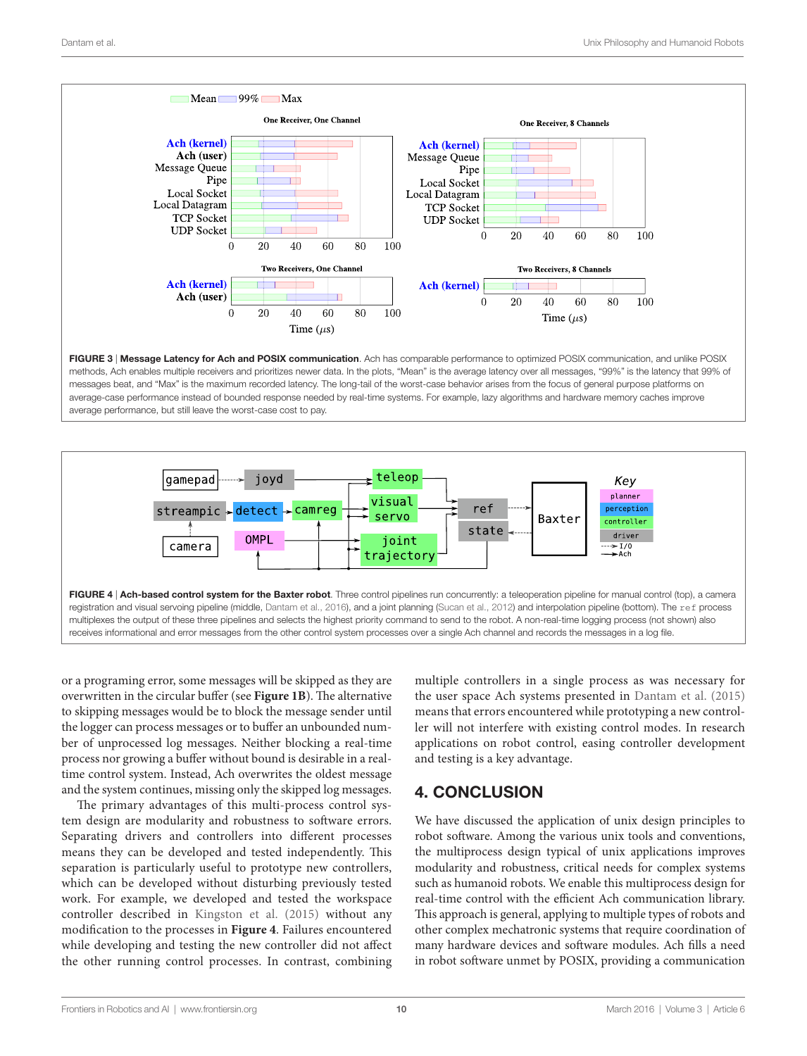FIGURE 3 | **Message Latency for Ach and POSIX communication**. Ach has comparable performance to optimized POSIX communication, and unlike POSIX methods, Ach enables multiple receivers and prioritizes newer data. In the plots, "Mean" is the average latency over all messages, "99%" is the latency that 99% of messages beat, and "Max" is the maximum recorded latency. The long-tail of the worst-case behavior arises from the focus of general purpose platforms on average-case performance instead of bounded response needed by real-time systems. For example, lazy algorithms and hardware memory caches improve average performance, but still leave the worst-case cost to pay.

FIGURE 4 | **Ach-based control system for the Baxter robot**. Three control pipelines run concurrently: a teleoperation pipeline for manual control (top), a camera registration and visual servoing pipeline (middle, Dantam et al., 2016), and a joint planning (Sucan et al., 2012) and interpolation pipeline (bottom). The `ref` process multiplexes the output of these three pipelines and selects the highest priority command to send to the robot. A non-real-time logging process (not shown) also receives informational and error messages from the other control system processes over a single Ach channel and records the messages in a log file.

or a programing error, some messages will be skipped as they are overwritten in the circular buffer (see **Figure 1B**). The alternative to skipping messages would be to block the message sender until the logger can process messages or to buffer an unbounded number of unprocessed log messages. Neither blocking a real-time process nor growing a buffer without bound is desirable in a real-time control system. Instead, Ach overwrites the oldest message and the system continues, missing only the skipped log messages.

The primary advantages of this multi-process control system design are modularity and robustness to software errors. Separating drivers and controllers into different processes means they can be developed and tested independently. This separation is particularly useful to prototype new controllers, which can be developed without disturbing previously tested work. For example, we developed and tested the workspace controller described in Kingston et al. (2015) without any modification to the processes in **Figure 4**. Failures encountered while developing and testing the new controller did not affect the other running control processes. In contrast, combining multiple controllers in a single process as was necessary for the user space Ach systems presented in Dantam et al. (2015) means that errors encountered while prototyping a new controller will not interfere with existing control modes. In research applications on robot control, easing controller development and testing is a key advantage.

## 4. CONCLUSION

We have discussed the application of unix design principles to robot software. Among the various unix tools and conventions, the multiprocess design typical of unix applications improves modularity and robustness, critical needs for complex systems such as humanoid robots. We enable this multiprocess design for real-time control with the efficient Ach communication library. This approach is general, applying to multiple types of robots and other complex mechatronic systems that require coordination of many hardware devices and software modules. Ach fills a need in robot software unmet by POSIX, providing a communication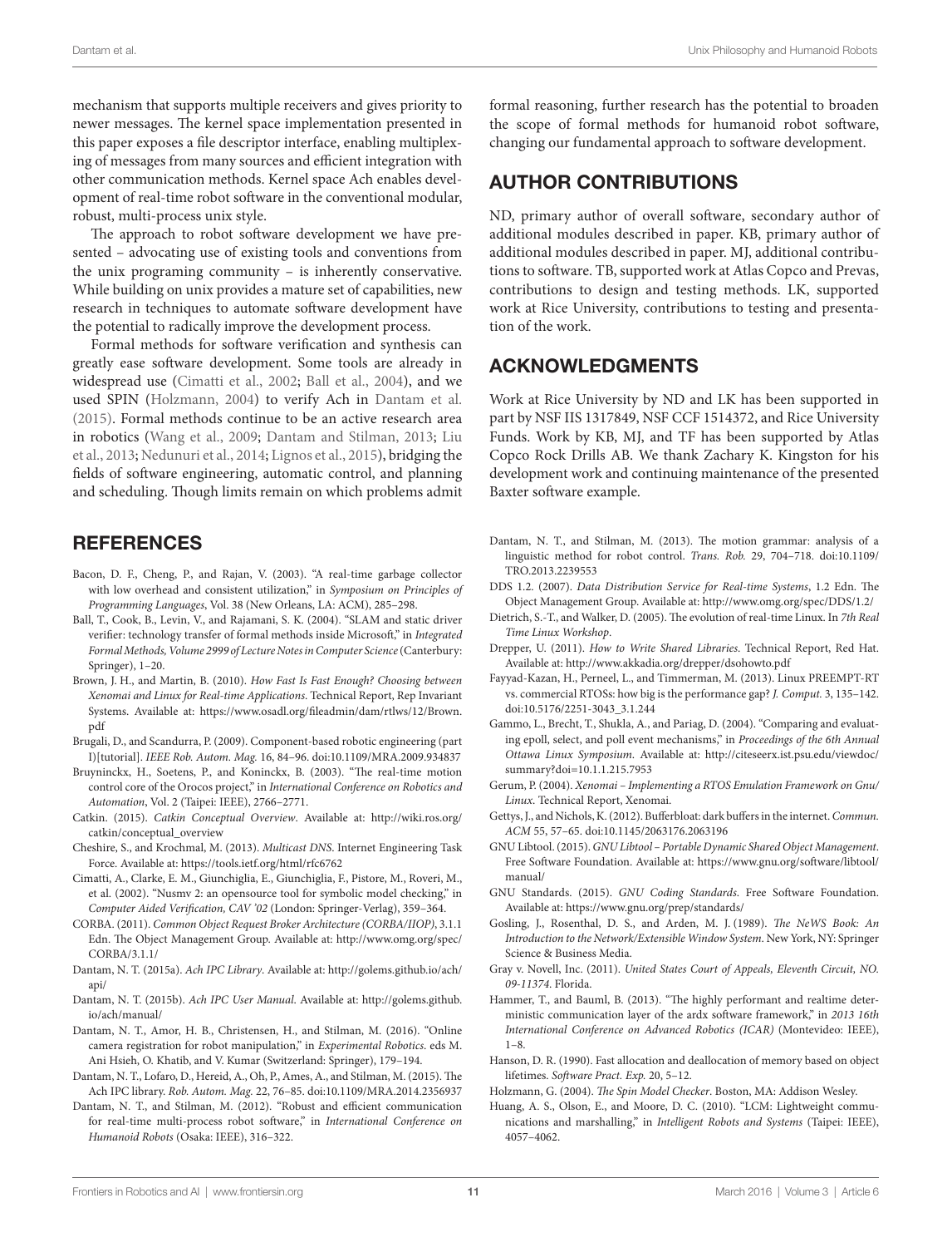mechanism that supports multiple receivers and gives priority to newer messages. The kernel space implementation presented in this paper exposes a file descriptor interface, enabling multiplexing of messages from many sources and efficient integration with other communication methods. Kernel space Ach enables development of real-time robot software in the conventional modular, robust, multi-process unix style.

The approach to robot software development we have presented – advocating use of existing tools and conventions from the unix programing community – is inherently conservative. While building on unix provides a mature set of capabilities, new research in techniques to automate software development have the potential to radically improve the development process.

Formal methods for software verification and synthesis can greatly ease software development. Some tools are already in widespread use (Cimatti et al., 2002; Ball et al., 2004), and we used SPIN (Holzmann, 2004) to verify Ach in Dantam et al. (2015). Formal methods continue to be an active research area in robotics (Wang et al., 2009; Dantam and Stilman, 2013; Liu et al., 2013; Nedunuri et al., 2014; Lignos et al., 2015), bridging the fields of software engineering, automatic control, and planning and scheduling. Though limits remain on which problems admit formal reasoning, further research has the potential to broaden the scope of formal methods for humanoid robot software, changing our fundamental approach to software development.

## AUTHOR CONTRIBUTIONS

ND, primary author of overall software, secondary author of additional modules described in paper. KB, primary author of additional modules described in paper. MJ, additional contributions to software. TB, supported work at Atlas Copco and Prevas, contributions to design and testing methods. LK, supported work at Rice University, contributions to testing and presentation of the work.

## ACKNOWLEDGMENTS

Work at Rice University by ND and LK has been supported in part by NSF IIS 1317849, NSF CCF 1514372, and Rice University Funds. Work by KB, MJ, and TF has been supported by Atlas Copco Rock Drills AB. We thank Zachary K. Kingston for his development work and continuing maintenance of the presented Baxter software example.

## REFERENCES

Bacon, D. F., Cheng, P., and Rajan, V. (2003). "A real-time garbage collector with low overhead and consistent utilization," in *Symposium on Principles of Programming Languages*, Vol. 38 (New Orleans, LA: ACM), 285–298.

Ball, T., Cook, B., Levin, V., and Rajamani, S. K. (2004). "SLAM and static driver verifier: technology transfer of formal methods inside Microsoft," in *Integrated Formal Methods, Volume 2999 of Lecture Notes in Computer Science* (Canterbury: Springer), 1–20.

Brown, J. H., and Martin, B. (2010). *How Fast Is Fast Enough? Choosing between Xenomai and Linux for Real-time Applications*. Technical Report, Rep Invariant Systems. Available at: https://www.osadl.org/fileadmin/dam/rtlws/12/Brown.pdf

Brugali, D., and Scandurra, P. (2009). Component-based robotic engineering (part I)[tutorial]. *IEEE Rob. Autom. Mag.* 16, 84–96. doi:10.1109/MRA.2009.934837

Bruyninckx, H., Soetens, P., and Koninckx, B. (2003). "The real-time motion control core of the Orocos project," in *International Conference on Robotics and Automation*, Vol. 2 (Taipei: IEEE), 2766–2771.

Catkin. (2015). *Catkin Conceptual Overview*. Available at: http://wiki.ros.org/catkin/conceptual_overview

Cheshire, S., and Krochmal, M. (2013). *Multicast DNS*. Internet Engineering Task Force. Available at: https://tools.ietf.org/html/rfc6762

Cimatti, A., Clarke, E. M., Giunchiglia, E., Giunchiglia, F., Pistore, M., Roveri, M., et al. (2002). "Nusmv 2: an opensource tool for symbolic model checking," in *Computer Aided Verification, CAV '02* (London: Springer-Verlag), 359–364.

CORBA. (2011). *Common Object Request Broker Architecture (CORBA/IIOP)*, 3.1.1 Edn. The Object Management Group. Available at: http://www.omg.org/spec/CORBA/3.1.1/

Dantam, N. T. (2015a). *Ach IPC Library*. Available at: http://golems.github.io/ach/api/

Dantam, N. T. (2015b). *Ach IPC User Manual*. Available at: http://golems.github.io/ach/manual/

Dantam, N. T., Amor, H. B., Christensen, H., and Stilman, M. (2016). "Online camera registration for robot manipulation," in *Experimental Robotics*. eds M. Ani Hsieh, O. Khatib, and V. Kumar (Switzerland: Springer), 179–194.

Dantam, N. T., Lofaro, D., Hereid, A., Oh, P., Ames, A., and Stilman, M. (2015). The Ach IPC library. *Rob. Autom. Mag.* 22, 76–85. doi:10.1109/MRA.2014.2356937

Dantam, N. T., and Stilman, M. (2012). "Robust and efficient communication for real-time multi-process robot software," in *International Conference on Humanoid Robots* (Osaka: IEEE), 316–322.

Dantam, N. T., and Stilman, M. (2013). The motion grammar: analysis of a linguistic method for robot control. *Trans. Rob.* 29, 704–718. doi:10.1109/TRO.2013.2239553

DDS 1.2. (2007). *Data Distribution Service for Real-time Systems*, 1.2 Edn. The Object Management Group. Available at: http://www.omg.org/spec/DDS/1.2/

Dietrich, S.-T., and Walker, D. (2005). The evolution of real-time Linux. In *7th Real Time Linux Workshop*.

Drepper, U. (2011). *How to Write Shared Libraries*. Technical Report, Red Hat. Available at: http://www.akkadia.org/drepper/dsohowto.pdf

Fayyad-Kazan, H., Perneel, L., and Timmerman, M. (2013). Linux PREEMPT-RT vs. commercial RTOSs: how big is the performance gap? *J. Comput.* 3, 135–142. doi:10.5176/2251-3043_3.1.244

Gammo, L., Brecht, T., Shukla, A., and Pariag, D. (2004). "Comparing and evaluating epoll, select, and poll event mechanisms," in *Proceedings of the 6th Annual Ottawa Linux Symposium*. Available at: http://citeseerx.ist.psu.edu/viewdoc/summary?doi=10.1.1.215.7953

Gerum, P. (2004). *Xenomai – Implementing a RTOS Emulation Framework on Gnu/Linux*. Technical Report, Xenomai.

Gettys, J., and Nichols, K. (2012). Bufferbloat: dark buffers in the internet. *Commun. ACM* 55, 57–65. doi:10.1145/2063176.2063196

GNU Libtool. (2015). *GNU Libtool – Portable Dynamic Shared Object Management*. Free Software Foundation. Available at: https://www.gnu.org/software/libtool/manual/

GNU Standards. (2015). *GNU Coding Standards*. Free Software Foundation. Available at: https://www.gnu.org/prep/standards/

Gosling, J., Rosenthal, D. S., and Arden, M. J. (1989). *The NeWS Book: An Introduction to the Network/Extensible Window System*. New York, NY: Springer Science & Business Media.

Gray v. Novell, Inc. (2011). *United States Court of Appeals, Eleventh Circuit, NO. 09-11374*. Florida.

Hammer, T., and Bauml, B. (2013). "The highly performant and realtime deterministic communication layer of the ardx software framework," in *2013 16th International Conference on Advanced Robotics (ICAR)* (Montevideo: IEEE), 1–8.

Hanson, D. R. (1990). Fast allocation and deallocation of memory based on object lifetimes. *Software Pract. Exp.* 20, 5–12.

Holzmann, G. (2004). *The Spin Model Checker*. Boston, MA: Addison Wesley.

Huang, A. S., Olson, E., and Moore, D. C. (2010). "LCM: Lightweight communications and marshalling," in *Intelligent Robots and Systems* (Taipei: IEEE), 4057–4062.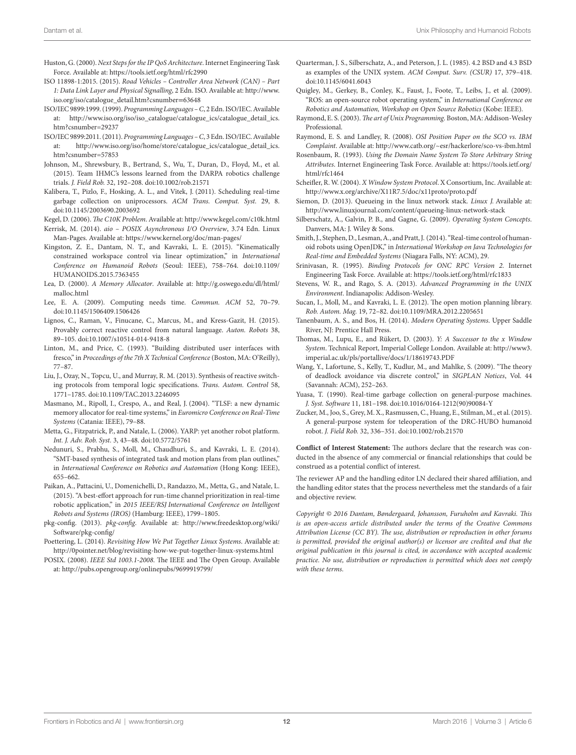Huston, G. (2000). *Next Steps for the IP QoS Architecture*. Internet Engineering Task Force. Available at: https://tools.ietf.org/html/rfc2990

ISO 11898-1:2015. (2015). *Road Vehicles – Controller Area Network (CAN) – Part 1: Data Link Layer and Physical Signalling*, 2 Edn. ISO. Available at: http://www.iso.org/iso/catalogue_detail.htm?csnumber=63648

ISO/IEC 9899:1999. (1999). *Programming Languages – C*, 2 Edn. ISO/IEC. Available at: http://www.iso.org/iso/iso_catalogue/catalogue_ics/catalogue_detail_ics.htm?csnumber=29237

ISO/IEC 9899:2011. (2011). *Programming Languages – C*, 3 Edn. ISO/IEC. Available at: http://www.iso.org/iso/home/store/catalogue_ics/catalogue_detail_ics.htm?csnumber=57853

Johnson, M., Shrewsbury, B., Bertrand, S., Wu, T., Duran, D., Floyd, M., et al. (2015). Team IHMC's lessons learned from the DARPA robotics challenge trials. *J. Field Rob.* 32, 192–208. doi:10.1002/rob.21571

Kalibera, T., Pizlo, F., Hosking, A. L., and Vitek, J. (2011). Scheduling real-time garbage collection on uniprocessors. *ACM Trans. Comput. Syst.* 29, 8. doi:10.1145/2003690.2003692

Kegel, D. (2006). *The C10K Problem*. Available at: http://www.kegel.com/c10k.html

Kerrisk, M. (2014). *aio – POSIX Asynchronous I/O Overview*, 3.74 Edn. Linux Man-Pages. Available at: https://www.kernel.org/doc/man-pages/

Kingston, Z. E., Dantam, N. T., and Kavraki, L. E. (2015). "Kinematically constrained workspace control via linear optimization," in *International Conference on Humanoid Robots* (Seoul: IEEE), 758–764. doi:10.1109/HUMANOIDS.2015.7363455

Lea, D. (2000). *A Memory Allocator*. Available at: http://g.oswego.edu/dl/html/malloc.html

Lee, E. A. (2009). Computing needs time. *Commun. ACM* 52, 70–79. doi:10.1145/1506409.1506426

Lignos, C., Raman, V., Finucane, C., Marcus, M., and Kress-Gazit, H. (2015). Provably correct reactive control from natural language. *Auton. Robots* 38, 89–105. doi:10.1007/s10514-014-9418-8

Linton, M., and Price, C. (1993). "Building distributed user interfaces with fresco," in *Proceedings of the 7th X Technical Conference* (Boston, MA: O'Reilly), 77–87.

Liu, J., Ozay, N., Topcu, U., and Murray, R. M. (2013). Synthesis of reactive switching protocols from temporal logic specifications. *Trans. Autom. Control* 58, 1771–1785. doi:10.1109/TAC.2013.2246095

Masmano, M., Ripoll, I., Crespo, A., and Real, J. (2004). "TLSF: a new dynamic memory allocator for real-time systems," in *Euromicro Conference on Real-Time Systems* (Catania: IEEE), 79–88.

Metta, G., Fitzpatrick, P., and Natale, L. (2006). YARP: yet another robot platform. *Int. J. Adv. Rob. Syst.* 3, 43–48. doi:10.5772/5761

Nedunuri, S., Prabhu, S., Moll, M., Chaudhuri, S., and Kavraki, L. E. (2014). "SMT-based synthesis of integrated task and motion plans from plan outlines," in *International Conference on Robotics and Automation* (Hong Kong: IEEE), 655–662.

Paikan, A., Pattacini, U., Domenichelli, D., Randazzo, M., Metta, G., and Natale, L. (2015). "A best-effort approach for run-time channel prioritization in real-time robotic application," in *2015 IEEE/RSJ International Conference on Intelligent Robots and Systems (IROS)* (Hamburg: IEEE), 1799–1805.

pkg-config. (2013). *pkg-config*. Available at: http://www.freedesktop.org/wiki/Software/pkg-config/

Poettering, L. (2014). *Revisiting How We Put Together Linux Systems*. Available at: http://0pointer.net/blog/revisiting-how-we-put-together-linux-systems.html

POSIX. (2008). *IEEE Std 1003.1-2008*. The IEEE and The Open Group. Available at: http://pubs.opengroup.org/onlinepubs/9699919799/

Quarterman, J. S., Silberschatz, A., and Peterson, J. L. (1985). 4.2 BSD and 4.3 BSD as examples of the UNIX system. *ACM Comput. Surv. (CSUR)* 17, 379–418. doi:10.1145/6041.6043

Quigley, M., Gerkey, B., Conley, K., Faust, J., Foote, T., Leibs, J., et al. (2009). "ROS: an open-source robot operating system," in *International Conference on Robotics and Automation, Workshop on Open Source Robotics* (Kobe: IEEE).

Raymond, E. S. (2003). *The art of Unix Programming*. Boston, MA: Addison-Wesley Professional.

Raymond, E. S. and Landley, R. (2008). *OSI Position Paper on the SCO vs. IBM Complaint*. Available at: http://www.catb.org/~esr/hackerlore/sco-vs-ibm.html

Rosenbaum, R. (1993). *Using the Domain Name System To Store Arbitrary String Attributes*. Internet Engineering Task Force. Available at: https://tools.ietf.org/html/rfc1464

Scheifler, R. W. (2004). *X Window System Protocol*. X Consortium, Inc. Available at: http://www.x.org/archive/X11R7.5/doc/x11proto/proto.pdf

Siemon, D. (2013). Queueing in the linux network stack. *Linux J.* Available at: http://www.linuxjournal.com/content/queueing-linux-network-stack

Silberschatz, A., Galvin, P. B., and Gagne, G. (2009). *Operating System Concepts*. Danvers, MA: J. Wiley & Sons.

Smith, J., Stephen, D., Lesman, A., and Pratt, J. (2014). "Real-time control of humanoid robots using OpenJDK," in *International Workshop on Java Technologies for Real-time and Embedded Systems* (Niagara Falls, NY: ACM), 29.

Srinivasan, R. (1995). *Binding Protocols for ONC RPC Version 2*. Internet Engineering Task Force. Available at: https://tools.ietf.org/html/rfc1833

Stevens, W. R., and Rago, S. A. (2013). *Advanced Programming in the UNIX Environment*. Indianapolis: Addison-Wesley.

Sucan, I., Moll, M., and Kavraki, L. E. (2012). The open motion planning library. *Rob. Autom. Mag.* 19, 72–82. doi:10.1109/MRA.2012.2205651

Tanenbaum, A. S., and Bos, H. (2014). *Modern Operating Systems*. Upper Saddle River, NJ: Prentice Hall Press.

Thomas, M., Lupu, E., and Rükert, D. (2003). *Y: A Successor to the x Window System*. Technical Report, Imperial College London. Available at: http://www3.imperial.ac.uk/pls/portallive/docs/1/18619743.PDF

Wang, Y., Lafortune, S., Kelly, T., Kudlur, M., and Mahlke, S. (2009). "The theory of deadlock avoidance via discrete control," in *SIGPLAN Notices*, Vol. 44 (Savannah: ACM), 252–263.

Yuasa, T. (1990). Real-time garbage collection on general-purpose machines. *J. Syst. Software* 11, 181–198. doi:10.1016/0164-1212(90)90084-Y

Zucker, M., Joo, S., Grey, M. X., Rasmussen, C., Huang, E., Stilman, M., et al. (2015). A general-purpose system for teleoperation of the DRC-HUBO humanoid robot. *J. Field Rob.* 32, 336–351. doi:10.1002/rob.21570

**Conflict of Interest Statement:** The authors declare that the research was conducted in the absence of any commercial or financial relationships that could be construed as a potential conflict of interest.

The reviewer AP and the handling editor LN declared their shared affiliation, and the handling editor states that the process nevertheless met the standards of a fair and objective review.

*Copyright © 2016 Dantam, Bøndergaard, Johansson, Furuholm and Kavraki. This is an open-access article distributed under the terms of the Creative Commons Attribution License (CC BY). The use, distribution or reproduction in other forums is permitted, provided the original author(s) or licensor are credited and that the original publication in this journal is cited, in accordance with accepted academic practice. No use, distribution or reproduction is permitted which does not comply with these terms.*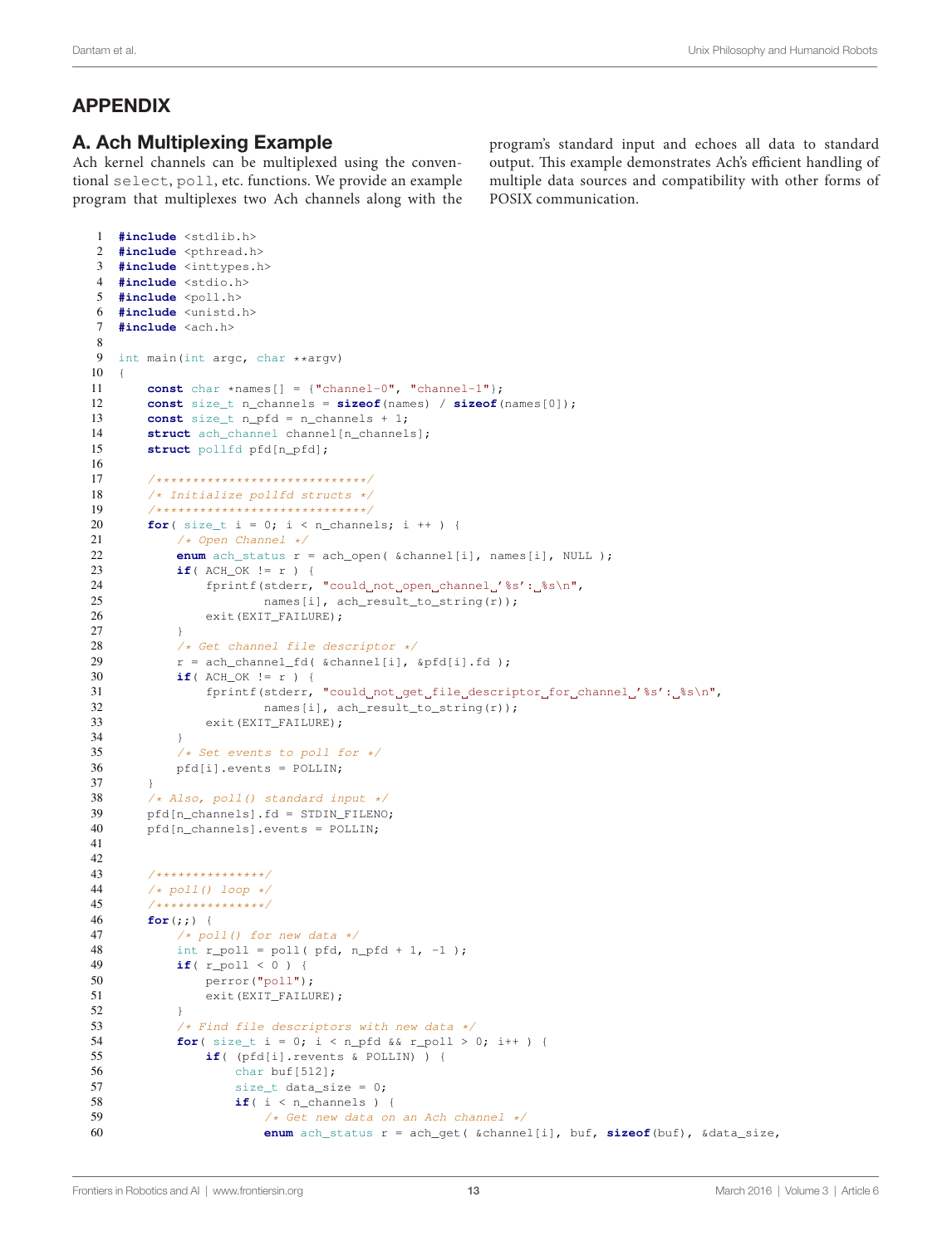## APPENDIX

### A. Ach Multiplexing Example

Ach kernel channels can be multiplexed using the conventional select, poll, etc. functions. We provide an example program that multiplexes two Ach channels along with the program's standard input and echoes all data to standard output. This example demonstrates Ach's efficient handling of multiple data sources and compatibility with other forms of POSIX communication.

```
1  #include <stdlib.h>
2  #include <pthread.h>
3  #include <inttypes.h>
4  #include <stdio.h>
5  #include <poll.h>
6  #include <unistd.h>
7  #include <ach.h>
8
9  int main(int argc, char **argv)
10 {
11     const char *names[] = {"channel-0", "channel-1"};
12     const size_t n_channels = sizeof(names) / sizeof(names[0]);
13     const size_t n_pfd = n_channels + 1;
14     struct ach_channel channel[n_channels];
15     struct pollfd pfd[n_pfd];
16
17     /*****************************/
18     /* Initialize pollfd structs */
19     /*****************************/
20     for( size_t i = 0; i < n_channels; i ++ ) {
21         /* Open Channel */
22         enum ach_status r = ach_open( &channel[i], names[i], NULL );
23         if( ACH_OK != r ) {
24             fprintf(stderr, "could not open channel '%s': %s\n",
25                     names[i], ach_result_to_string(r));
26             exit(EXIT_FAILURE);
27         }
28         /* Get channel file descriptor */
29         r = ach_channel_fd( &channel[i], &pfd[i].fd );
30         if( ACH_OK != r ) {
31             fprintf(stderr, "could not get file descriptor for channel '%s': %s\n",
32                     names[i], ach_result_to_string(r));
33             exit(EXIT_FAILURE);
34         }
35         /* Set events to poll for */
36         pfd[i].events = POLLIN;
37     }
38     /* Also, poll() standard input */
39     pfd[n_channels].fd = STDIN_FILENO;
40     pfd[n_channels].events = POLLIN;
41
42
43     /***************/
44     /* poll() loop */
45     /***************/
46     for(;;) {
47         /* poll() for new data */
48         int r_poll = poll( pfd, n_pfd + 1, -1 );
49         if( r_poll < 0 ) {
50             perror("poll");
51             exit(EXIT_FAILURE);
52         }
53         /* Find file descriptors with new data */
54         for( size_t i = 0; i < n_pfd && r_poll > 0; i++ ) {
55             if( (pfd[i].revents & POLLIN) ) {
56                 char buf[512];
57                 size_t data_size = 0;
58                 if( i < n_channels ) {
59                     /* Get new data on an Ach channel */
60                     enum ach_status r = ach_get( &channel[i], buf, sizeof(buf), &data_size,
```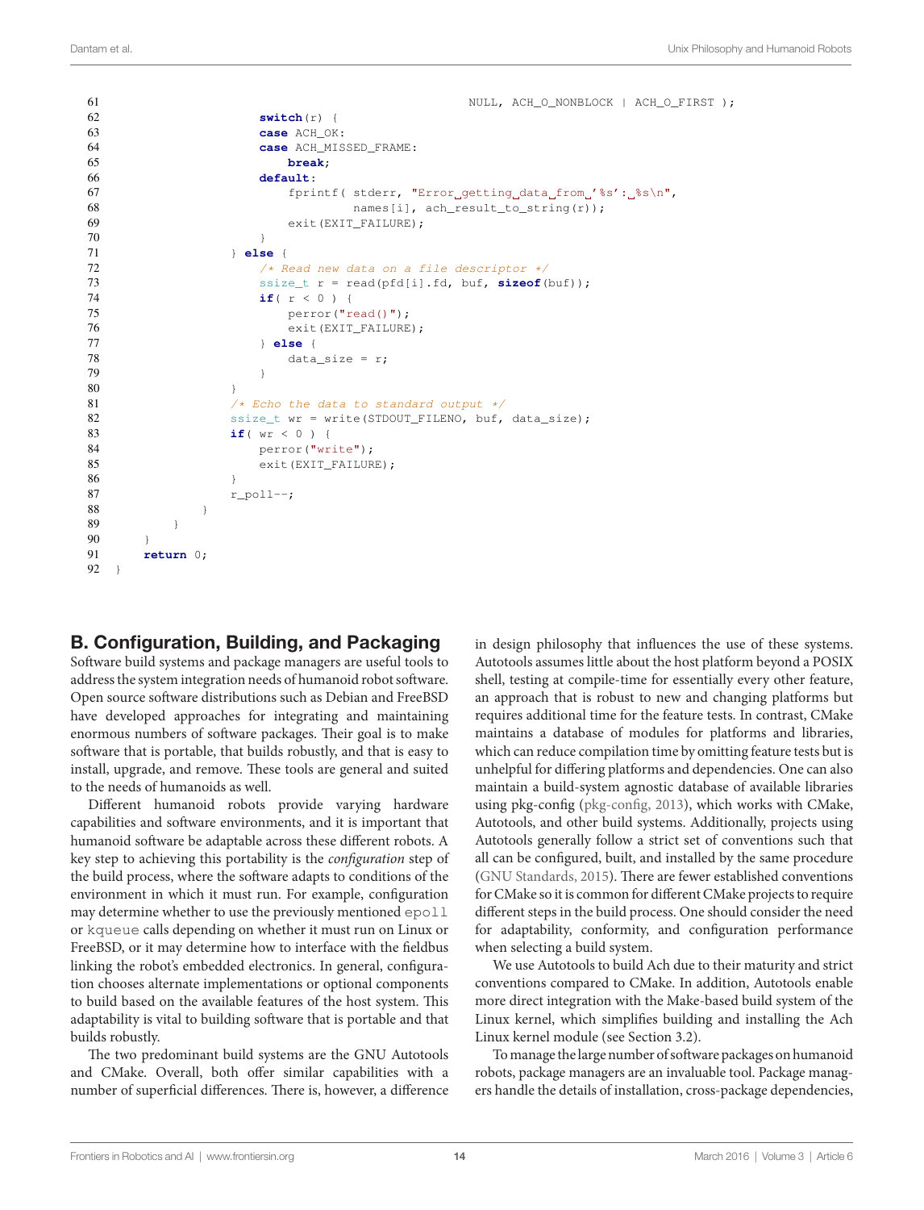```
61                                                      NULL, ACH_O_NONBLOCK | ACH_O_FIRST );
62                      switch(r) {
63                      case ACH_OK:
64                      case ACH_MISSED_FRAME:
65                          break;
66                      default:
67                          fprintf( stderr, "Error getting data from '%s': %s\n",
68                                   names[i], ach_result_to_string(r));
69                          exit(EXIT_FAILURE);
70                      }
71                  } else {
72                      /* Read new data on a file descriptor */
73                      ssize_t r = read(pfd[i].fd, buf, sizeof(buf));
74                      if( r < 0 ) {
75                          perror("read()");
76                          exit(EXIT_FAILURE);
77                      } else {
78                          data_size = r;
79                      }
80                  }
81                  /* Echo the data to standard output */
82                  ssize_t wr = write(STDOUT_FILENO, buf, data_size);
83                  if( wr < 0 ) {
84                      perror("write");
85                      exit(EXIT_FAILURE);
86                  }
87                  r_poll--;
88              }
89          }
90      }
91      return 0;
92  }
```

## B. Configuration, Building, and Packaging

Software build systems and package managers are useful tools to address the system integration needs of humanoid robot software. Open source software distributions such as Debian and FreeBSD have developed approaches for integrating and maintaining enormous numbers of software packages. Their goal is to make software that is portable, that builds robustly, and that is easy to install, upgrade, and remove. These tools are general and suited to the needs of humanoids as well.

Different humanoid robots provide varying hardware capabilities and software environments, and it is important that humanoid software be adaptable across these different robots. A key step to achieving this portability is the *configuration* step of the build process, where the software adapts to conditions of the environment in which it must run. For example, configuration may determine whether to use the previously mentioned `epoll` or `kqueue` calls depending on whether it must run on Linux or FreeBSD, or it may determine how to interface with the fieldbus linking the robot's embedded electronics. In general, configuration chooses alternate implementations or optional components to build based on the available features of the host system. This adaptability is vital to building software that is portable and that builds robustly.

The two predominant build systems are the GNU Autotools and CMake. Overall, both offer similar capabilities with a number of superficial differences. There is, however, a difference in design philosophy that influences the use of these systems. Autotools assumes little about the host platform beyond a POSIX shell, testing at compile-time for essentially every other feature, an approach that is robust to new and changing platforms but requires additional time for the feature tests. In contrast, CMake maintains a database of modules for platforms and libraries, which can reduce compilation time by omitting feature tests but is unhelpful for differing platforms and dependencies. One can also maintain a build-system agnostic database of available libraries using pkg-config (pkg-config, 2013), which works with CMake, Autotools, and other build systems. Additionally, projects using Autotools generally follow a strict set of conventions such that all can be configured, built, and installed by the same procedure (GNU Standards, 2015). There are fewer established conventions for CMake so it is common for different CMake projects to require different steps in the build process. One should consider the need for adaptability, conformity, and configuration performance when selecting a build system.

We use Autotools to build Ach due to their maturity and strict conventions compared to CMake. In addition, Autotools enable more direct integration with the Make-based build system of the Linux kernel, which simplifies building and installing the Ach Linux kernel module (see Section 3.2).

To manage the large number of software packages on humanoid robots, package managers are an invaluable tool. Package managers handle the details of installation, cross-package dependencies,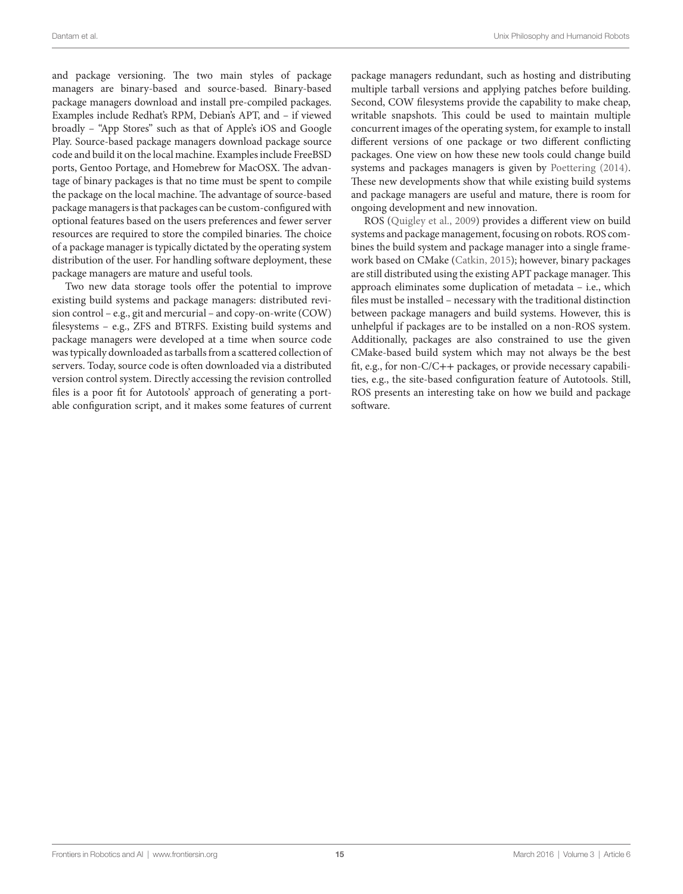and package versioning. The two main styles of package managers are binary-based and source-based. Binary-based package managers download and install pre-compiled packages. Examples include Redhat's RPM, Debian's APT, and – if viewed broadly – "App Stores" such as that of Apple's iOS and Google Play. Source-based package managers download package source code and build it on the local machine. Examples include FreeBSD ports, Gentoo Portage, and Homebrew for MacOSX. The advantage of binary packages is that no time must be spent to compile the package on the local machine. The advantage of source-based package managers is that packages can be custom-configured with optional features based on the users preferences and fewer server resources are required to store the compiled binaries. The choice of a package manager is typically dictated by the operating system distribution of the user. For handling software deployment, these package managers are mature and useful tools.

Two new data storage tools offer the potential to improve existing build systems and package managers: distributed revision control – e.g., git and mercurial – and copy-on-write (COW) filesystems – e.g., ZFS and BTRFS. Existing build systems and package managers were developed at a time when source code was typically downloaded as tarballs from a scattered collection of servers. Today, source code is often downloaded via a distributed version control system. Directly accessing the revision controlled files is a poor fit for Autotools' approach of generating a portable configuration script, and it makes some features of current package managers redundant, such as hosting and distributing multiple tarball versions and applying patches before building. Second, COW filesystems provide the capability to make cheap, writable snapshots. This could be used to maintain multiple concurrent images of the operating system, for example to install different versions of one package or two different conflicting packages. One view on how these new tools could change build systems and packages managers is given by Poettering (2014). These new developments show that while existing build systems and package managers are useful and mature, there is room for ongoing development and new innovation.

ROS (Quigley et al., 2009) provides a different view on build systems and package management, focusing on robots. ROS combines the build system and package manager into a single framework based on CMake (Catkin, 2015); however, binary packages are still distributed using the existing APT package manager. This approach eliminates some duplication of metadata – i.e., which files must be installed – necessary with the traditional distinction between package managers and build systems. However, this is unhelpful if packages are to be installed on a non-ROS system. Additionally, packages are also constrained to use the given CMake-based build system which may not always be the best fit, e.g., for non-C/C++ packages, or provide necessary capabilities, e.g., the site-based configuration feature of Autotools. Still, ROS presents an interesting take on how we build and package software.